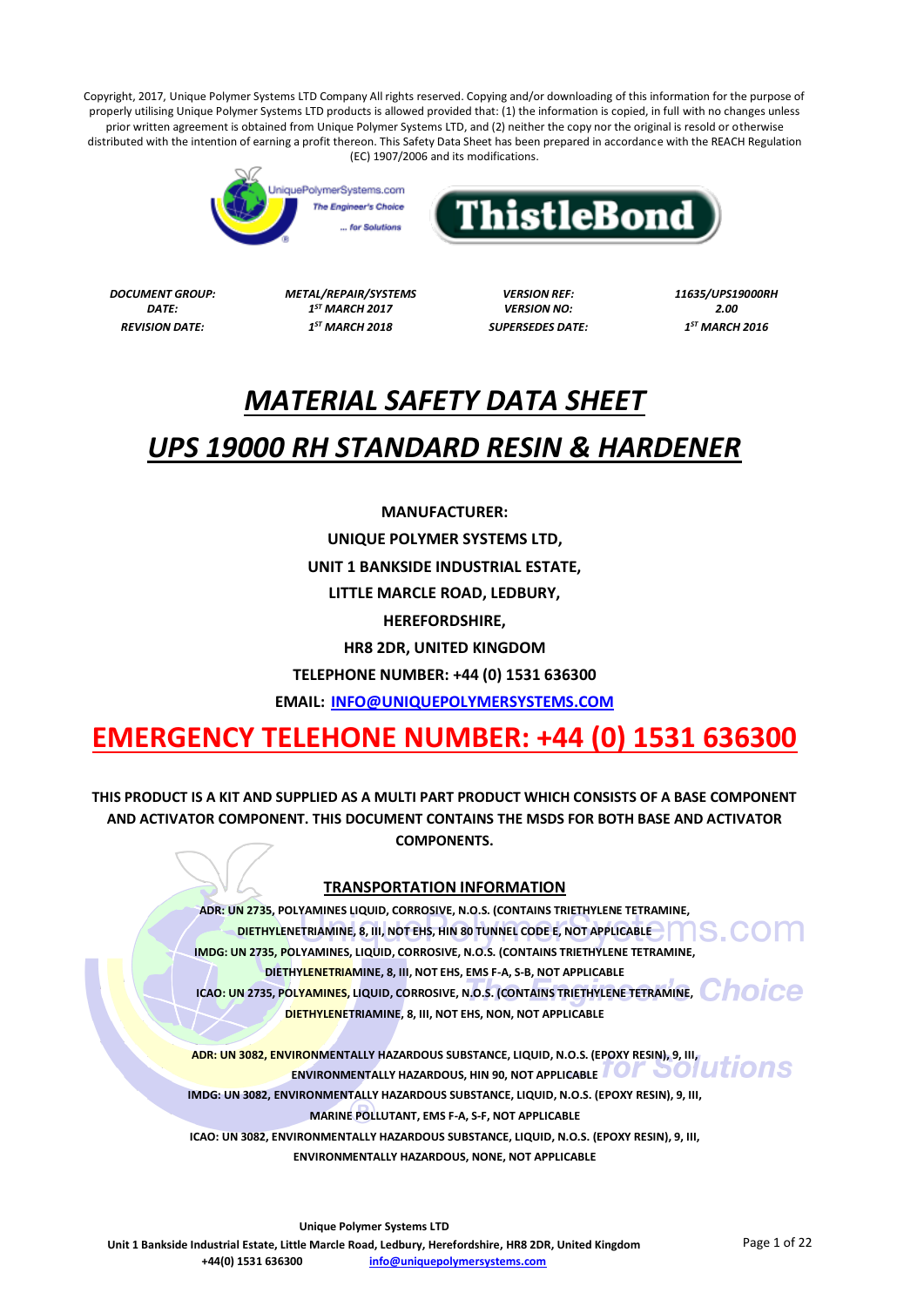Copyright, 2017, Unique Polymer Systems LTD Company All rights reserved. Copying and/or downloading of this information for the purpose of properly utilising Unique Polymer Systems LTD products is allowed provided that: (1) the information is copied, in full with no changes unless prior written agreement is obtained from Unique Polymer Systems LTD, and (2) neither the copy nor the original is resold or otherwise distributed with the intention of earning a profit thereon. This Safety Data Sheet has been prepared in accordance with the REACH Regulation (EC) 1907/2006 and its modifications.

| | | | |
|---|---|---|---|
| ***DOCUMENT GROUP:*** | ***METAL/REPAIR/SYSTEMS*** | ***VERSION REF:*** | ***11635/UPS19000RH*** |
| ***DATE:*** | ***1ST MARCH 2017*** | ***VERSION NO:*** | ***2.00*** |
| ***REVISION DATE:*** | ***1ST MARCH 2018*** | ***SUPERSEDES DATE:*** | ***1ST MARCH 2016*** |

# *MATERIAL SAFETY DATA SHEET*

# *UPS 19000 RH STANDARD RESIN & HARDENER*

**MANUFACTURER:**

**UNIQUE POLYMER SYSTEMS LTD,**

**UNIT 1 BANKSIDE INDUSTRIAL ESTATE,**

**LITTLE MARCLE ROAD, LEDBURY,**

**HEREFORDSHIRE,**

**HR8 2DR, UNITED KINGDOM**

**TELEPHONE NUMBER: +44 (0) 1531 636300**

**EMAIL: INFO@UNIQUEPOLYMERSYSTEMS.COM**

## EMERGENCY TELEHONE NUMBER: +44 (0) 1531 636300

**THIS PRODUCT IS A KIT AND SUPPLIED AS A MULTI PART PRODUCT WHICH CONSISTS OF A BASE COMPONENT AND ACTIVATOR COMPONENT. THIS DOCUMENT CONTAINS THE MSDS FOR BOTH BASE AND ACTIVATOR COMPONENTS.**

### TRANSPORTATION INFORMATION

**ADR: UN 2735, POLYAMINES LIQUID, CORROSIVE, N.O.S. (CONTAINS TRIETHYLENE TETRAMINE, DIETHYLENETRIAMINE, 8, III, NOT EHS, HIN 80 TUNNEL CODE E, NOT APPLICABLE**

**IMDG: UN 2735, POLYAMINES, LIQUID, CORROSIVE, N.O.S. (CONTAINS TRIETHYLENE TETRAMINE, DIETHYLENETRIAMINE, 8, III, NOT EHS, EMS F-A, S-B, NOT APPLICABLE**

**ICAO: UN 2735, POLYAMINES, LIQUID, CORROSIVE, N.O.S. (CONTAINS TRIETHYLENE TETRAMINE, DIETHYLENETRIAMINE, 8, III, NOT EHS, NON, NOT APPLICABLE**

**ADR: UN 3082, ENVIRONMENTALLY HAZARDOUS SUBSTANCE, LIQUID, N.O.S. (EPOXY RESIN), 9, III, ENVIRONMENTALLY HAZARDOUS, HIN 90, NOT APPLICABLE**

**IMDG: UN 3082, ENVIRONMENTALLY HAZARDOUS SUBSTANCE, LIQUID, N.O.S. (EPOXY RESIN), 9, III, MARINE POLLUTANT, EMS F-A, S-F, NOT APPLICABLE**

**ICAO: UN 3082, ENVIRONMENTALLY HAZARDOUS SUBSTANCE, LIQUID, N.O.S. (EPOXY RESIN), 9, III, ENVIRONMENTALLY HAZARDOUS, NONE, NOT APPLICABLE**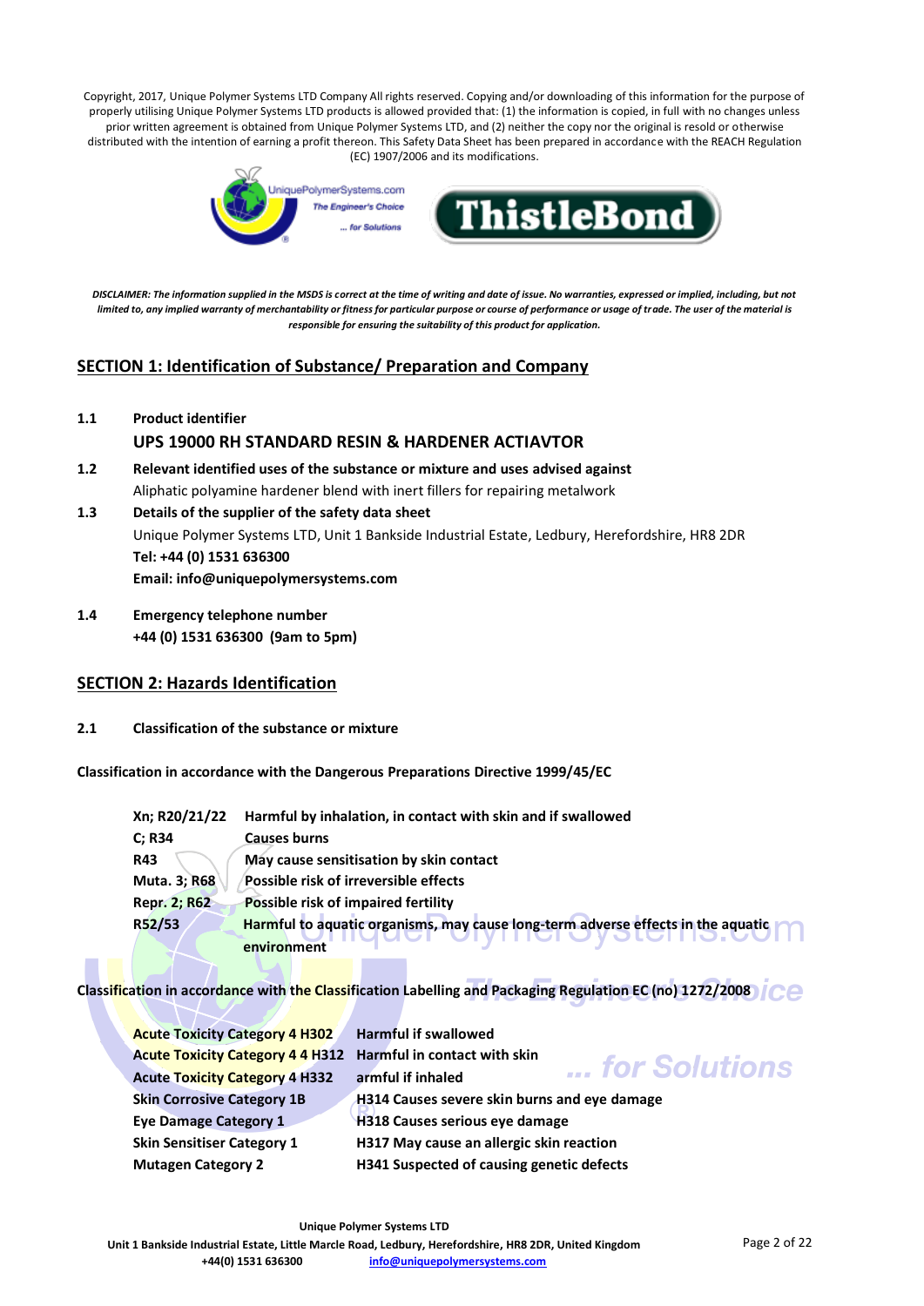Copyright, 2017, Unique Polymer Systems LTD Company All rights reserved. Copying and/or downloading of this information for the purpose of properly utilising Unique Polymer Systems LTD products is allowed provided that: (1) the information is copied, in full with no changes unless prior written agreement is obtained from Unique Polymer Systems LTD, and (2) neither the copy nor the original is resold or otherwise distributed with the intention of earning a profit thereon. This Safety Data Sheet has been prepared in accordance with the REACH Regulation (EC) 1907/2006 and its modifications.

UniquePolymerSystems.com *The Engineer's Choice ... for Solutions*

**ThistleBond**

***DISCLAIMER: The information supplied in the MSDS is correct at the time of writing and date of issue. No warranties, expressed or implied, including, but not limited to, any implied warranty of merchantability or fitness for particular purpose or course of performance or usage of trade. The user of the material is responsible for ensuring the suitability of this product for application.***

## SECTION 1: Identification of Substance/ Preparation and Company

**1.1 Product identifier**

**UPS 19000 RH STANDARD RESIN & HARDENER ACTIAVTOR**

**1.2 Relevant identified uses of the substance or mixture and uses advised against**

Aliphatic polyamine hardener blend with inert fillers for repairing metalwork

**1.3 Details of the supplier of the safety data sheet**

Unique Polymer Systems LTD, Unit 1 Bankside Industrial Estate, Ledbury, Herefordshire, HR8 2DR

**Tel: +44 (0) 1531 636300**

**Email: info@uniquepolymersystems.com**

**1.4 Emergency telephone number**

**+44 (0) 1531 636300 (9am to 5pm)**

## SECTION 2: Hazards Identification

**2.1 Classification of the substance or mixture**

**Classification in accordance with the Dangerous Preparations Directive 1999/45/EC**

| | |
|---|---|
| **Xn; R20/21/22** | **Harmful by inhalation, in contact with skin and if swallowed** |
| **C; R34** | **Causes burns** |
| **R43** | **May cause sensitisation by skin contact** |
| **Muta. 3; R68** | **Possible risk of irreversible effects** |
| **Repr. 2; R62** | **Possible risk of impaired fertility** |
| **R52/53** | **Harmful to aquatic organisms, may cause long-term adverse effects in the aquatic environment** |

**Classification in accordance with the Classification Labelling and Packaging Regulation EC (no) 1272/2008**

| | |
|---|---|
| **Acute Toxicity Category 4 H302** | **Harmful if swallowed** |
| **Acute Toxicity Category 4 4 H312** | **Harmful in contact with skin** |
| **Acute Toxicity Category 4 H332** | **armful if inhaled** |
| **Skin Corrosive Category 1B** | **H314 Causes severe skin burns and eye damage** |
| **Eye Damage Category 1** | **H318 Causes serious eye damage** |
| **Skin Sensitiser Category 1** | **H317 May cause an allergic skin reaction** |
| **Mutagen Category 2** | **H341 Suspected of causing genetic defects** |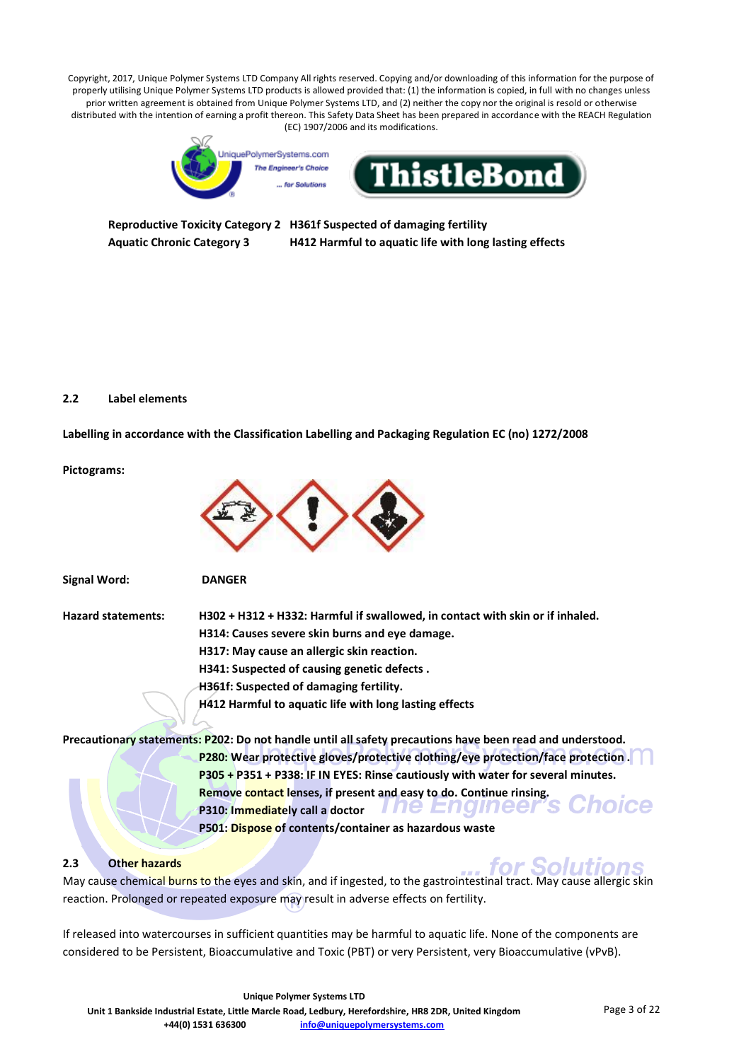Copyright, 2017, Unique Polymer Systems LTD Company All rights reserved. Copying and/or downloading of this information for the purpose of properly utilising Unique Polymer Systems LTD products is allowed provided that: (1) the information is copied, in full with no changes unless prior written agreement is obtained from Unique Polymer Systems LTD, and (2) neither the copy nor the original is resold or otherwise distributed with the intention of earning a profit thereon. This Safety Data Sheet has been prepared in accordance with the REACH Regulation (EC) 1907/2006 and its modifications.

| | |
|---|---|
| **Reproductive Toxicity Category 2** | **H361f Suspected of damaging fertility** |
| **Aquatic Chronic Category 3** | **H412 Harmful to aquatic life with long lasting effects** |

## 2.2 Label elements

**Labelling in accordance with the Classification Labelling and Packaging Regulation EC (no) 1272/2008**

**Pictograms:**

**Signal Word:** **DANGER**

**Hazard statements:**

**H302 + H312 + H332: Harmful if swallowed, in contact with skin or if inhaled.**
**H314: Causes severe skin burns and eye damage.**
**H317: May cause an allergic skin reaction.**
**H341: Suspected of causing genetic defects .**
**H361f: Suspected of damaging fertility.**
**H412 Harmful to aquatic life with long lasting effects**

**Precautionary statements:**

**P202: Do not handle until all safety precautions have been read and understood.**
**P280: Wear protective gloves/protective clothing/eye protection/face protection .**
**P305 + P351 + P338: IF IN EYES: Rinse cautiously with water for several minutes. Remove contact lenses, if present and easy to do. Continue rinsing.**
**P310: Immediately call a doctor**
**P501: Dispose of contents/container as hazardous waste**

## 2.3 Other hazards

May cause chemical burns to the eyes and skin, and if ingested, to the gastrointestinal tract. May cause allergic skin reaction. Prolonged or repeated exposure may result in adverse effects on fertility.

If released into watercourses in sufficient quantities may be harmful to aquatic life. None of the components are considered to be Persistent, Bioaccumulative and Toxic (PBT) or very Persistent, very Bioaccumulative (vPvB).

**Unique Polymer Systems LTD**
**Unit 1 Bankside Industrial Estate, Little Marcle Road, Ledbury, Herefordshire, HR8 2DR, United Kingdom**
**+44(0) 1531 636300** info@uniquepolymersystems.com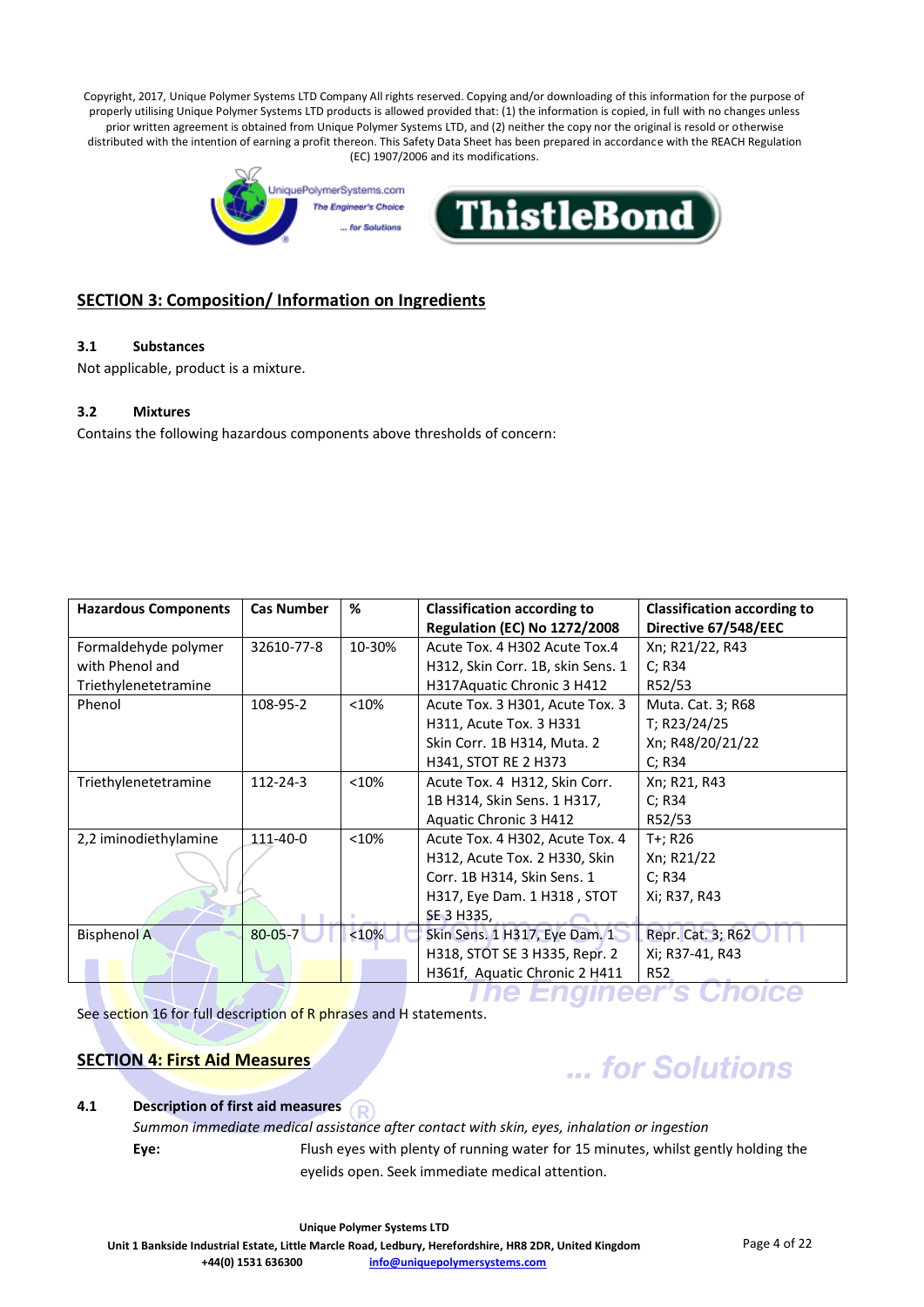## SECTION 3: Composition/ Information on Ingredients

### 3.1 Substances

Not applicable, product is a mixture.

### 3.2 Mixtures

Contains the following hazardous components above thresholds of concern:

| Hazardous Components | Cas Number | % | Classification according to Regulation (EC) No 1272/2008 | Classification according to Directive 67/548/EEC |
|---|---|---|---|---|
| Formaldehyde polymer with Phenol and Triethylenetetramine | 32610-77-8 | 10-30% | Acute Tox. 4 H302 Acute Tox.4 H312, Skin Corr. 1B, skin Sens. 1 H317Aquatic Chronic 3 H412 | Xn; R21/22, R43 C; R34 R52/53 |
| Phenol | 108-95-2 | <10% | Acute Tox. 3 H301, Acute Tox. 3 H311, Acute Tox. 3 H331 Skin Corr. 1B H314, Muta. 2 H341, STOT RE 2 H373 | Muta. Cat. 3; R68 T; R23/24/25 Xn; R48/20/21/22 C; R34 |
| Triethylenetetramine | 112-24-3 | <10% | Acute Tox. 4 H312, Skin Corr. 1B H314, Skin Sens. 1 H317, Aquatic Chronic 3 H412 | Xn; R21, R43 C; R34 R52/53 |
| 2,2 iminodiethylamine | 111-40-0 | <10% | Acute Tox. 4 H302, Acute Tox. 4 H312, Acute Tox. 2 H330, Skin Corr. 1B H314, Skin Sens. 1 H317, Eye Dam. 1 H318 , STOT SE 3 H335, | T+; R26 Xn; R21/22 C; R34 Xi; R37, R43 |
| Bisphenol A | 80-05-7 | <10% | Skin Sens. 1 H317, Eye Dam. 1 H318, STOT SE 3 H335, Repr. 2 H361f, Aquatic Chronic 2 H411 | Repr. Cat. 3; R62 Xi; R37-41, R43 R52 |

See section 16 for full description of R phrases and H statements.

## SECTION 4: First Aid Measures

### 4.1 Description of first aid measures

*Summon immediate medical assistance after contact with skin, eyes, inhalation or ingestion*

**Eye:** Flush eyes with plenty of running water for 15 minutes, whilst gently holding the eyelids open. Seek immediate medical attention.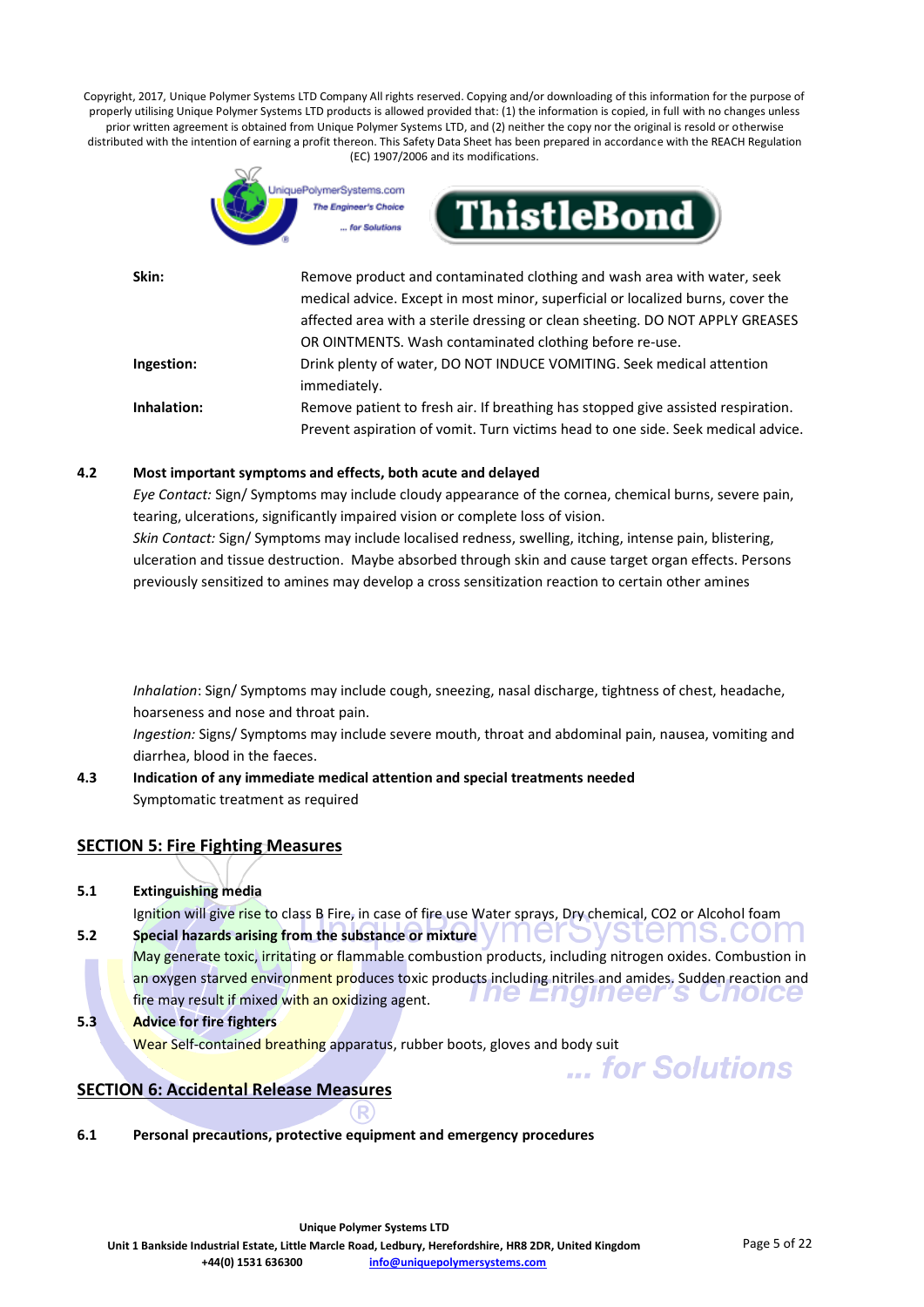| | |
|---|---|
| **Skin:** | Remove product and contaminated clothing and wash area with water, seek medical advice. Except in most minor, superficial or localized burns, cover the affected area with a sterile dressing or clean sheeting. DO NOT APPLY GREASES OR OINTMENTS. Wash contaminated clothing before re-use. |
| **Ingestion:** | Drink plenty of water, DO NOT INDUCE VOMITING. Seek medical attention immediately. |
| **Inhalation:** | Remove patient to fresh air. If breathing has stopped give assisted respiration. Prevent aspiration of vomit. Turn victims head to one side. Seek medical advice. |

**4.2 Most important symptoms and effects, both acute and delayed**

*Eye Contact:* Sign/ Symptoms may include cloudy appearance of the cornea, chemical burns, severe pain, tearing, ulcerations, significantly impaired vision or complete loss of vision.

*Skin Contact:* Sign/ Symptoms may include localised redness, swelling, itching, intense pain, blistering, ulceration and tissue destruction. Maybe absorbed through skin and cause target organ effects. Persons previously sensitized to amines may develop a cross sensitization reaction to certain other amines

*Inhalation*: Sign/ Symptoms may include cough, sneezing, nasal discharge, tightness of chest, headache, hoarseness and nose and throat pain.

*Ingestion:* Signs/ Symptoms may include severe mouth, throat and abdominal pain, nausea, vomiting and diarrhea, blood in the faeces.

**4.3 Indication of any immediate medical attention and special treatments needed**

Symptomatic treatment as required

## SECTION 5: Fire Fighting Measures

**5.1 Extinguishing media**

Ignition will give rise to class B Fire, in case of fire use Water sprays, Dry chemical, $CO_2$ or Alcohol foam

**5.2 Special hazards arising from the substance or mixture**

May generate toxic, irritating or flammable combustion products, including nitrogen oxides. Combustion in an oxygen starved environment produces toxic products including nitriles and amides. Sudden reaction and fire may result if mixed with an oxidizing agent.

**5.3 Advice for fire fighters**

Wear Self-contained breathing apparatus, rubber boots, gloves and body suit

## SECTION 6: Accidental Release Measures

**6.1 Personal precautions, protective equipment and emergency procedures**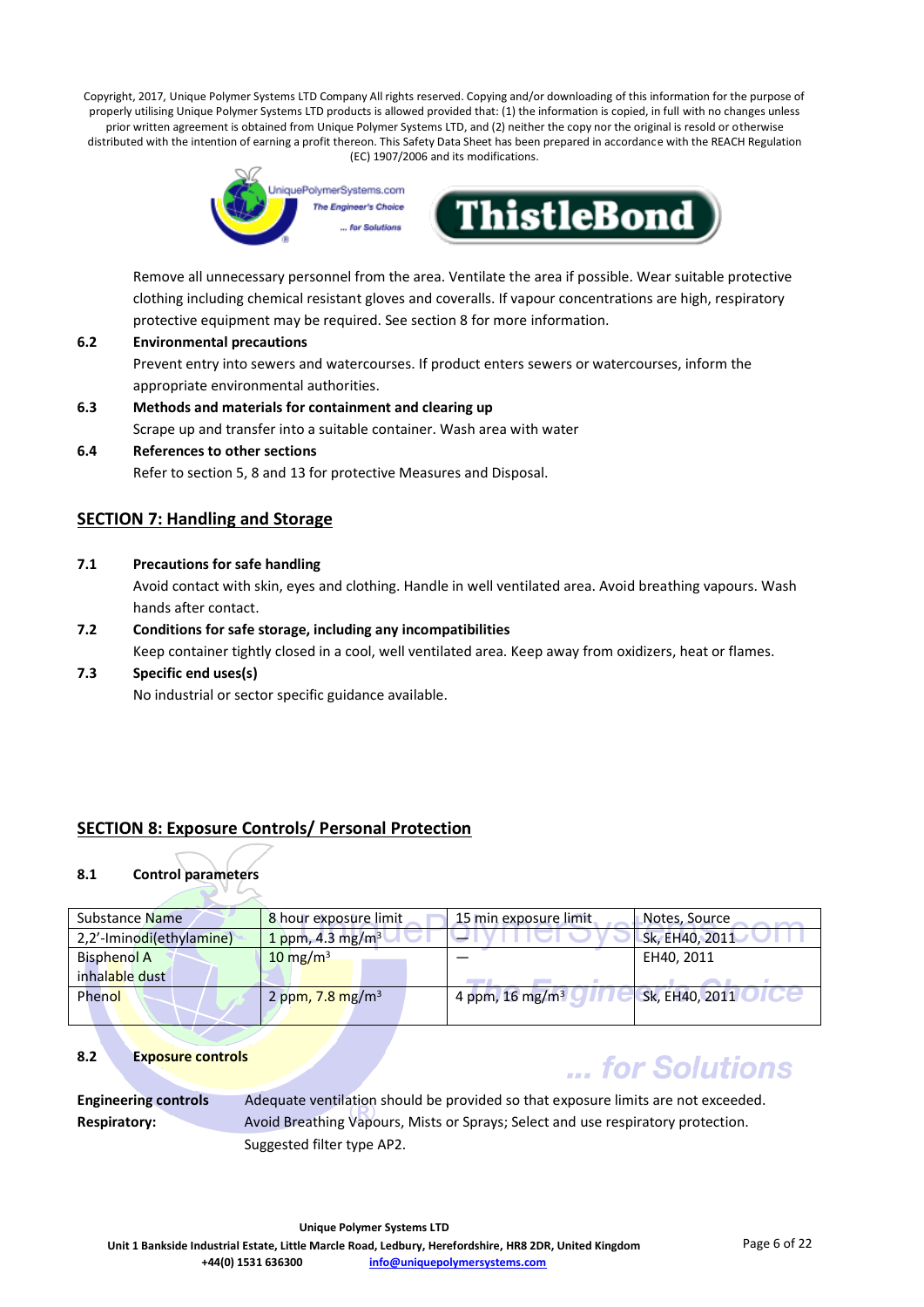Remove all unnecessary personnel from the area. Ventilate the area if possible. Wear suitable protective clothing including chemical resistant gloves and coveralls. If vapour concentrations are high, respiratory protective equipment may be required. See section 8 for more information.

**6.2 Environmental precautions**

Prevent entry into sewers and watercourses. If product enters sewers or watercourses, inform the appropriate environmental authorities.

**6.3 Methods and materials for containment and clearing up**

Scrape up and transfer into a suitable container. Wash area with water

**6.4 References to other sections**

Refer to section 5, 8 and 13 for protective Measures and Disposal.

## SECTION 7: Handling and Storage

**7.1 Precautions for safe handling**

Avoid contact with skin, eyes and clothing. Handle in well ventilated area. Avoid breathing vapours. Wash hands after contact.

**7.2 Conditions for safe storage, including any incompatibilities**

Keep container tightly closed in a cool, well ventilated area. Keep away from oxidizers, heat or flames.

**7.3 Specific end uses(s)**

No industrial or sector specific guidance available.

## SECTION 8: Exposure Controls/ Personal Protection

**8.1 Control parameters**

| Substance Name | 8 hour exposure limit | 15 min exposure limit | Notes, Source |
|---|---|---|---|
| 2,2'-Iminodi(ethylamine) | 1 ppm, 4.3 mg/m$^3$ | — | Sk, EH40, 2011 |
| Bisphenol A inhalable dust | 10 mg/m$^3$ | — | EH40, 2011 |
| Phenol | 2 ppm, 7.8 mg/m$^3$ | 4 ppm, 16 mg/m$^3$ | Sk, EH40, 2011 |

**8.2 Exposure controls**

**Engineering controls** Adequate ventilation should be provided so that exposure limits are not exceeded.

**Respiratory:** Avoid Breathing Vapours, Mists or Sprays; Select and use respiratory protection. Suggested filter type AP2.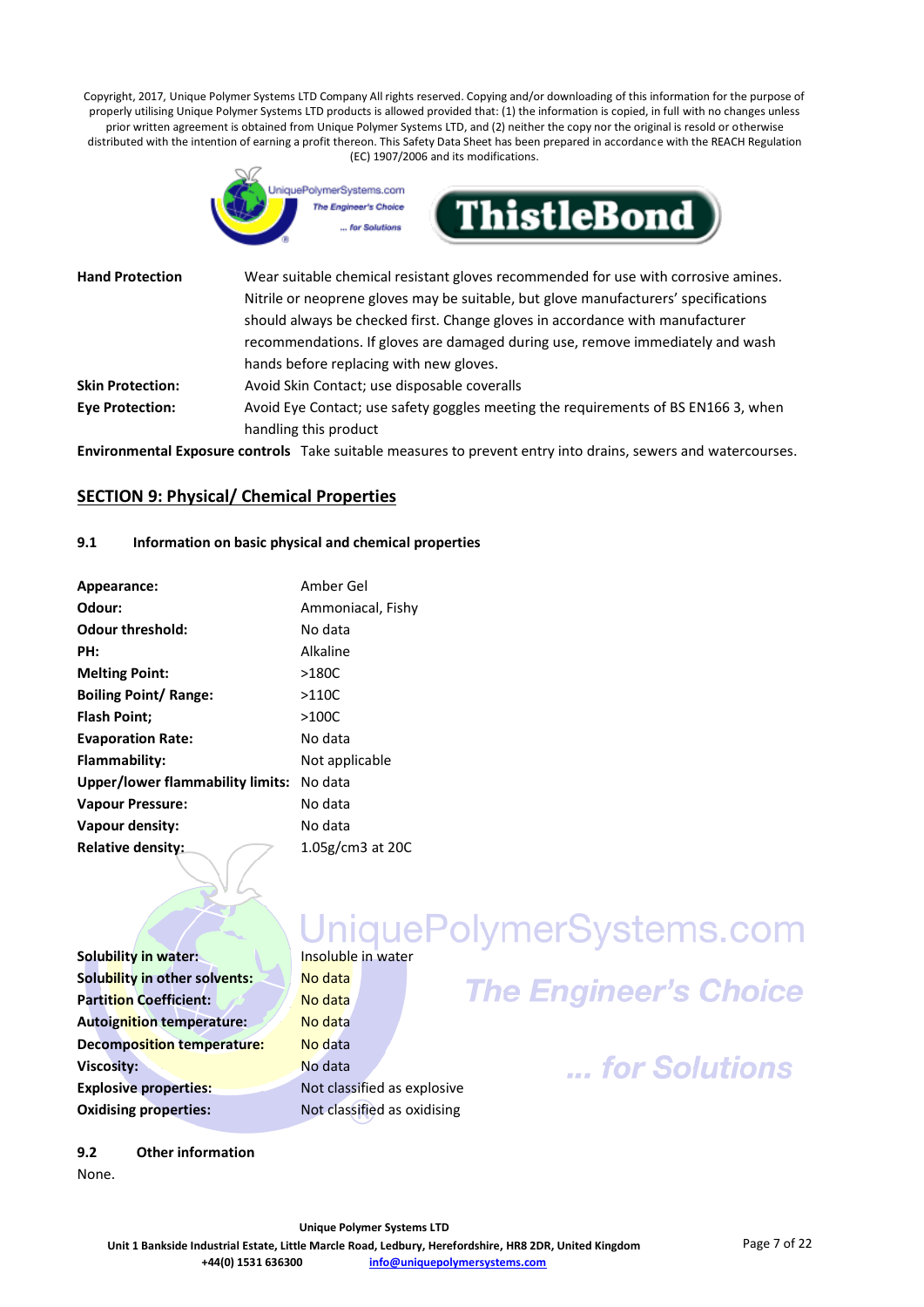| | |
|---|---|
| **Hand Protection** | Wear suitable chemical resistant gloves recommended for use with corrosive amines. Nitrile or neoprene gloves may be suitable, but glove manufacturers' specifications should always be checked first. Change gloves in accordance with manufacturer recommendations. If gloves are damaged during use, remove immediately and wash hands before replacing with new gloves. |
| **Skin Protection:** | Avoid Skin Contact; use disposable coveralls |
| **Eye Protection:** | Avoid Eye Contact; use safety goggles meeting the requirements of BS EN166 3, when handling this product |

**Environmental Exposure controls** Take suitable measures to prevent entry into drains, sewers and watercourses.

## SECTION 9: Physical/ Chemical Properties

### 9.1 Information on basic physical and chemical properties

| | |
|---|---|
| **Appearance:** | Amber Gel |
| **Odour:** | Ammoniacal, Fishy |
| **Odour threshold:** | No data |
| **PH:** | Alkaline |
| **Melting Point:** | >180C |
| **Boiling Point/ Range:** | >110C |
| **Flash Point;** | >100C |
| **Evaporation Rate:** | No data |
| **Flammability:** | Not applicable |
| **Upper/lower flammability limits:** | No data |
| **Vapour Pressure:** | No data |
| **Vapour density:** | No data |
| **Relative density:** | 1.05g/cm3 at 20C |
| **Solubility in water:** | Insoluble in water |
| **Solubility in other solvents:** | No data |
| **Partition Coefficient:** | No data |
| **Autoignition temperature:** | No data |
| **Decomposition temperature:** | No data |
| **Viscosity:** | No data |
| **Explosive properties:** | Not classified as explosive |
| **Oxidising properties:** | Not classified as oxidising |

### 9.2 Other information

None.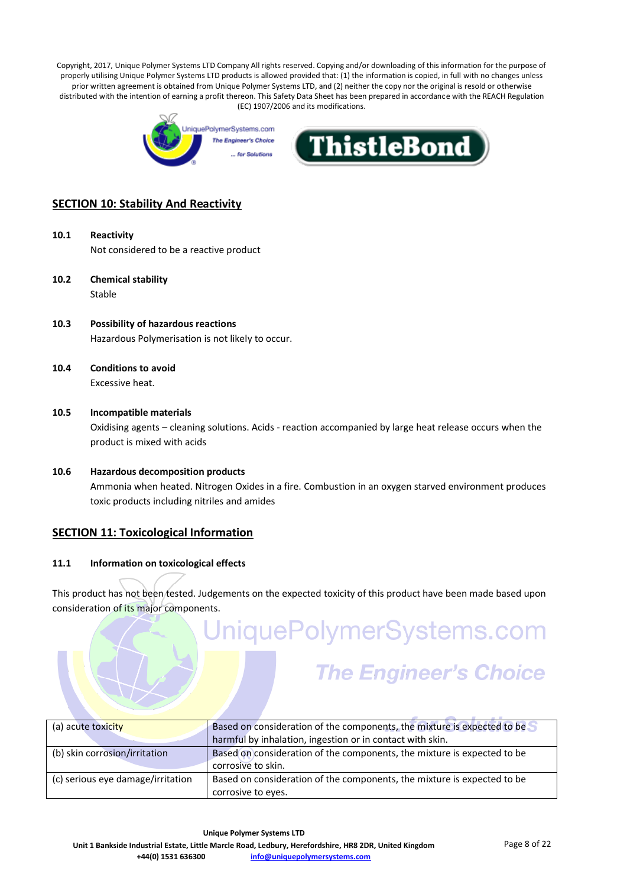Copyright, 2017, Unique Polymer Systems LTD Company All rights reserved. Copying and/or downloading of this information for the purpose of properly utilising Unique Polymer Systems LTD products is allowed provided that: (1) the information is copied, in full with no changes unless prior written agreement is obtained from Unique Polymer Systems LTD, and (2) neither the copy nor the original is resold or otherwise distributed with the intention of earning a profit thereon. This Safety Data Sheet has been prepared in accordance with the REACH Regulation (EC) 1907/2006 and its modifications.

## SECTION 10: Stability And Reactivity

**10.1 Reactivity**

Not considered to be a reactive product

**10.2 Chemical stability**

Stable

**10.3 Possibility of hazardous reactions**

Hazardous Polymerisation is not likely to occur.

**10.4 Conditions to avoid**

Excessive heat.

**10.5 Incompatible materials**

Oxidising agents – cleaning solutions. Acids - reaction accompanied by large heat release occurs when the product is mixed with acids

**10.6 Hazardous decomposition products**

Ammonia when heated. Nitrogen Oxides in a fire. Combustion in an oxygen starved environment produces toxic products including nitriles and amides

## SECTION 11: Toxicological Information

**11.1 Information on toxicological effects**

This product has not been tested. Judgements on the expected toxicity of this product have been made based upon consideration of its major components.

| | |
|---|---|
| (a) acute toxicity | Based on consideration of the components, the mixture is expected to be harmful by inhalation, ingestion or in contact with skin. |
| (b) skin corrosion/irritation | Based on consideration of the components, the mixture is expected to be corrosive to skin. |
| (c) serious eye damage/irritation | Based on consideration of the components, the mixture is expected to be corrosive to eyes. |

**Unique Polymer Systems LTD**
**Unit 1 Bankside Industrial Estate, Little Marcle Road, Ledbury, Herefordshire, HR8 2DR, United Kingdom**
**+44(0) 1531 636300** info@uniquepolymersystems.com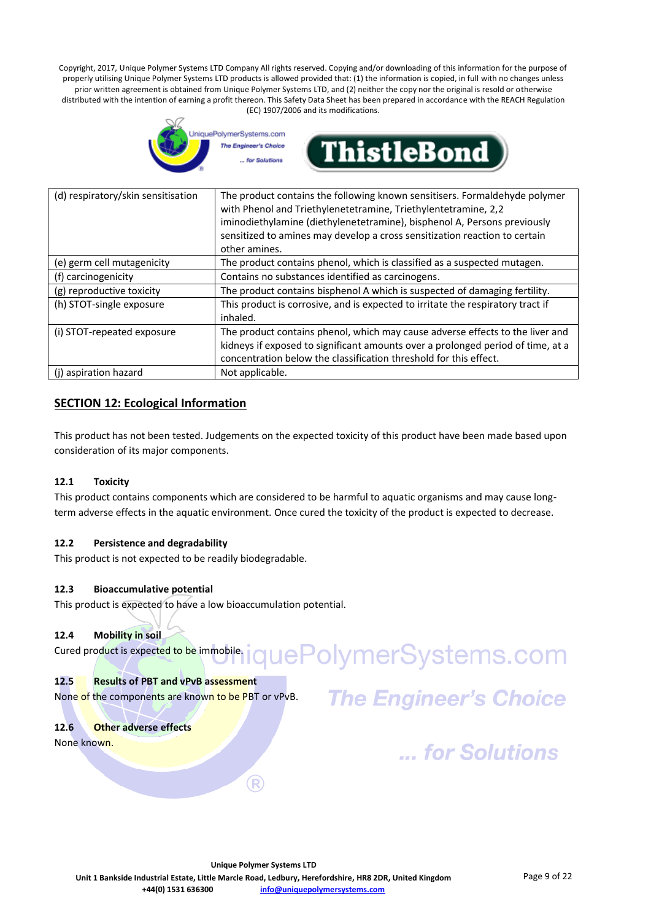| (d) respiratory/skin sensitisation | The product contains the following known sensitisers. Formaldehyde polymer with Phenol and Triethylenetetramine, Triethylentetramine, 2,2 iminodiethylamine (diethylenetetramine), bisphenol A, Persons previously sensitized to amines may develop a cross sensitization reaction to certain other amines. |
|---|---|
| (e) germ cell mutagenicity | The product contains phenol, which is classified as a suspected mutagen. |
| (f) carcinogenicity | Contains no substances identified as carcinogens. |
| (g) reproductive toxicity | The product contains bisphenol A which is suspected of damaging fertility. |
| (h) STOT-single exposure | This product is corrosive, and is expected to irritate the respiratory tract if inhaled. |
| (i) STOT-repeated exposure | The product contains phenol, which may cause adverse effects to the liver and kidneys if exposed to significant amounts over a prolonged period of time, at a concentration below the classification threshold for this effect. |
| (j) aspiration hazard | Not applicable. |

## SECTION 12: Ecological Information

This product has not been tested. Judgements on the expected toxicity of this product have been made based upon consideration of its major components.

### 12.1 Toxicity

This product contains components which are considered to be harmful to aquatic organisms and may cause long-term adverse effects in the aquatic environment. Once cured the toxicity of the product is expected to decrease.

### 12.2 Persistence and degradability

This product is not expected to be readily biodegradable.

### 12.3 Bioaccumulative potential

This product is expected to have a low bioaccumulation potential.

### 12.4 Mobility in soil

Cured product is expected to be immobile.

### 12.5 Results of PBT and vPvB assessment

None of the components are known to be PBT or vPvB.

### 12.6 Other adverse effects

None known.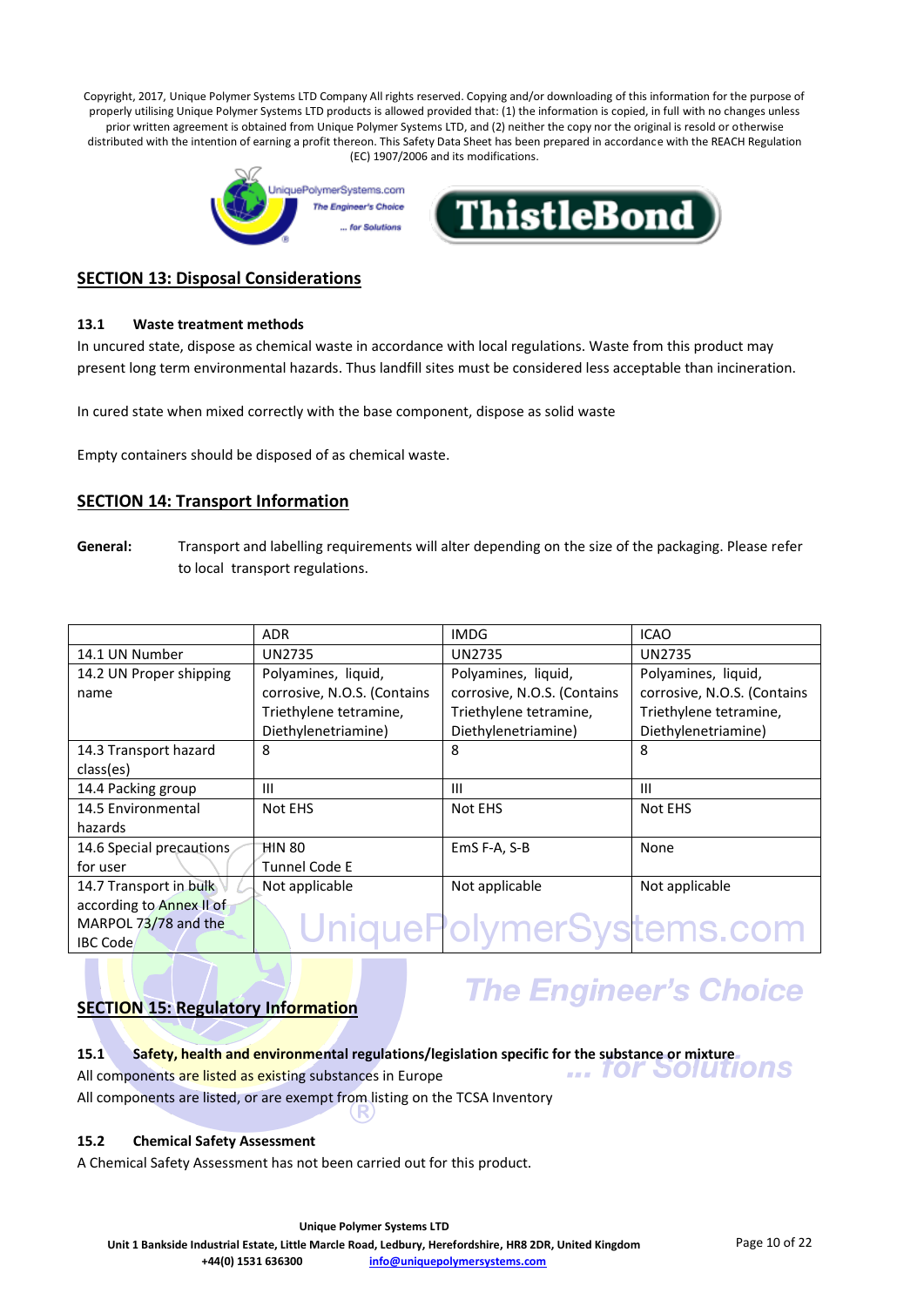Copyright, 2017, Unique Polymer Systems LTD Company All rights reserved. Copying and/or downloading of this information for the purpose of properly utilising Unique Polymer Systems LTD products is allowed provided that: (1) the information is copied, in full with no changes unless prior written agreement is obtained from Unique Polymer Systems LTD, and (2) neither the copy nor the original is resold or otherwise distributed with the intention of earning a profit thereon. This Safety Data Sheet has been prepared in accordance with the REACH Regulation (EC) 1907/2006 and its modifications.

## SECTION 13: Disposal Considerations

### 13.1 Waste treatment methods

In uncured state, dispose as chemical waste in accordance with local regulations. Waste from this product may present long term environmental hazards. Thus landfill sites must be considered less acceptable than incineration.

In cured state when mixed correctly with the base component, dispose as solid waste

Empty containers should be disposed of as chemical waste.

## SECTION 14: Transport Information

**General:** Transport and labelling requirements will alter depending on the size of the packaging. Please refer to local transport regulations.

| | ADR | IMDG | ICAO |
|---|---|---|---|
| 14.1 UN Number | UN2735 | UN2735 | UN2735 |
| 14.2 UN Proper shipping name | Polyamines, liquid, corrosive, N.O.S. (Contains Triethylene tetramine, Diethylenetriamine) | Polyamines, liquid, corrosive, N.O.S. (Contains Triethylene tetramine, Diethylenetriamine) | Polyamines, liquid, corrosive, N.O.S. (Contains Triethylene tetramine, Diethylenetriamine) |
| 14.3 Transport hazard class(es) | 8 | 8 | 8 |
| 14.4 Packing group | III | III | III |
| 14.5 Environmental hazards | Not EHS | Not EHS | Not EHS |
| 14.6 Special precautions for user | HIN 80<br>Tunnel Code E | EmS F-A, S-B | None |
| 14.7 Transport in bulk according to Annex II of MARPOL 73/78 and the IBC Code | Not applicable | Not applicable | Not applicable |

## SECTION 15: Regulatory Information

### 15.1 Safety, health and environmental regulations/legislation specific for the substance or mixture

All components are listed as existing substances in Europe

All components are listed, or are exempt from listing on the TCSA Inventory

### 15.2 Chemical Safety Assessment

A Chemical Safety Assessment has not been carried out for this product.

**Unique Polymer Systems LTD**
**Unit 1 Bankside Industrial Estate, Little Marcle Road, Ledbury, Herefordshire, HR8 2DR, United Kingdom**
**+44(0) 1531 636300** info@uniquepolymersystems.com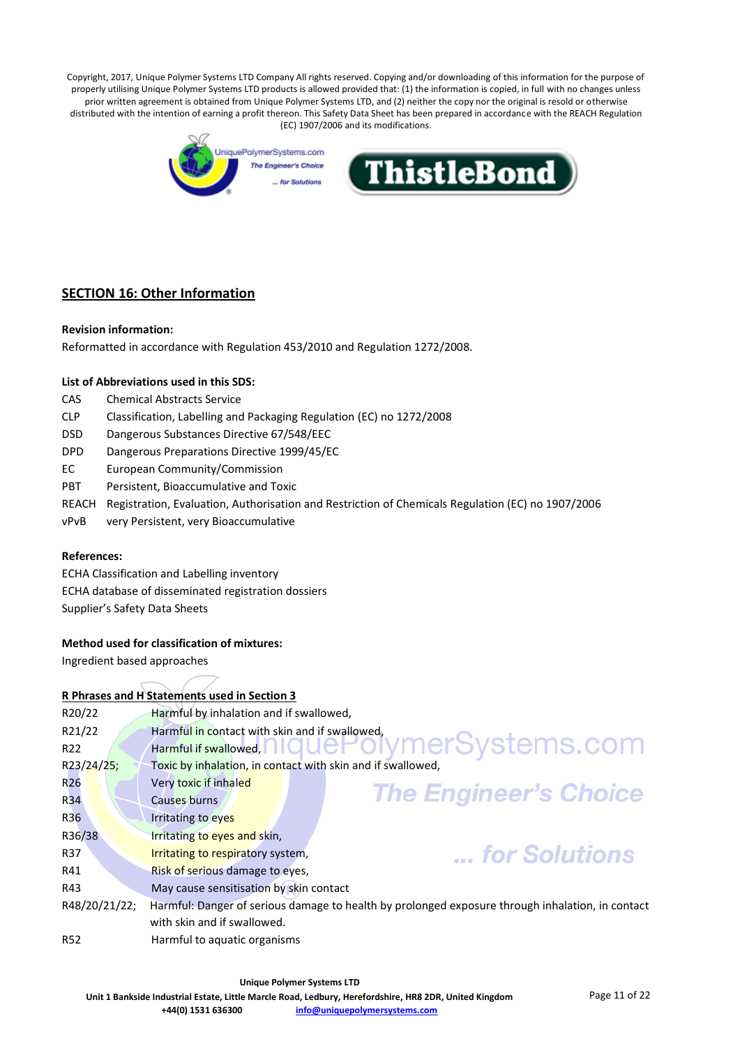Copyright, 2017, Unique Polymer Systems LTD Company All rights reserved. Copying and/or downloading of this information for the purpose of properly utilising Unique Polymer Systems LTD products is allowed provided that: (1) the information is copied, in full with no changes unless prior written agreement is obtained from Unique Polymer Systems LTD, and (2) neither the copy nor the original is resold or otherwise distributed with the intention of earning a profit thereon. This Safety Data Sheet has been prepared in accordance with the REACH Regulation (EC) 1907/2006 and its modifications.

## SECTION 16: Other Information

**Revision information:**

Reformatted in accordance with Regulation 453/2010 and Regulation 1272/2008.

**List of Abbreviations used in this SDS:**

| | |
|---|---|
| CAS | Chemical Abstracts Service |
| CLP | Classification, Labelling and Packaging Regulation (EC) no 1272/2008 |
| DSD | Dangerous Substances Directive 67/548/EEC |
| DPD | Dangerous Preparations Directive 1999/45/EC |
| EC | European Community/Commission |
| PBT | Persistent, Bioaccumulative and Toxic |
| REACH | Registration, Evaluation, Authorisation and Restriction of Chemicals Regulation (EC) no 1907/2006 |
| vPvB | very Persistent, very Bioaccumulative |

**References:**

ECHA Classification and Labelling inventory
ECHA database of disseminated registration dossiers
Supplier's Safety Data Sheets

**Method used for classification of mixtures:**

Ingredient based approaches

**R Phrases and H Statements used in Section 3**

| | |
|---|---|
| R20/22 | Harmful by inhalation and if swallowed, |
| R21/22 | Harmful in contact with skin and if swallowed, |
| R22 | Harmful if swallowed, |
| R23/24/25; | Toxic by inhalation, in contact with skin and if swallowed, |
| R26 | Very toxic if inhaled |
| R34 | Causes burns |
| R36 | Irritating to eyes |
| R36/38 | Irritating to eyes and skin, |
| R37 | Irritating to respiratory system, |
| R41 | Risk of serious damage to eyes, |
| R43 | May cause sensitisation by skin contact |
| R48/20/21/22; | Harmful: Danger of serious damage to health by prolonged exposure through inhalation, in contact with skin and if swallowed. |
| R52 | Harmful to aquatic organisms |

**Unique Polymer Systems LTD**
**Unit 1 Bankside Industrial Estate, Little Marcle Road, Ledbury, Herefordshire, HR8 2DR, United Kingdom**
**+44(0) 1531 636300** **info@uniquepolymersystems.com**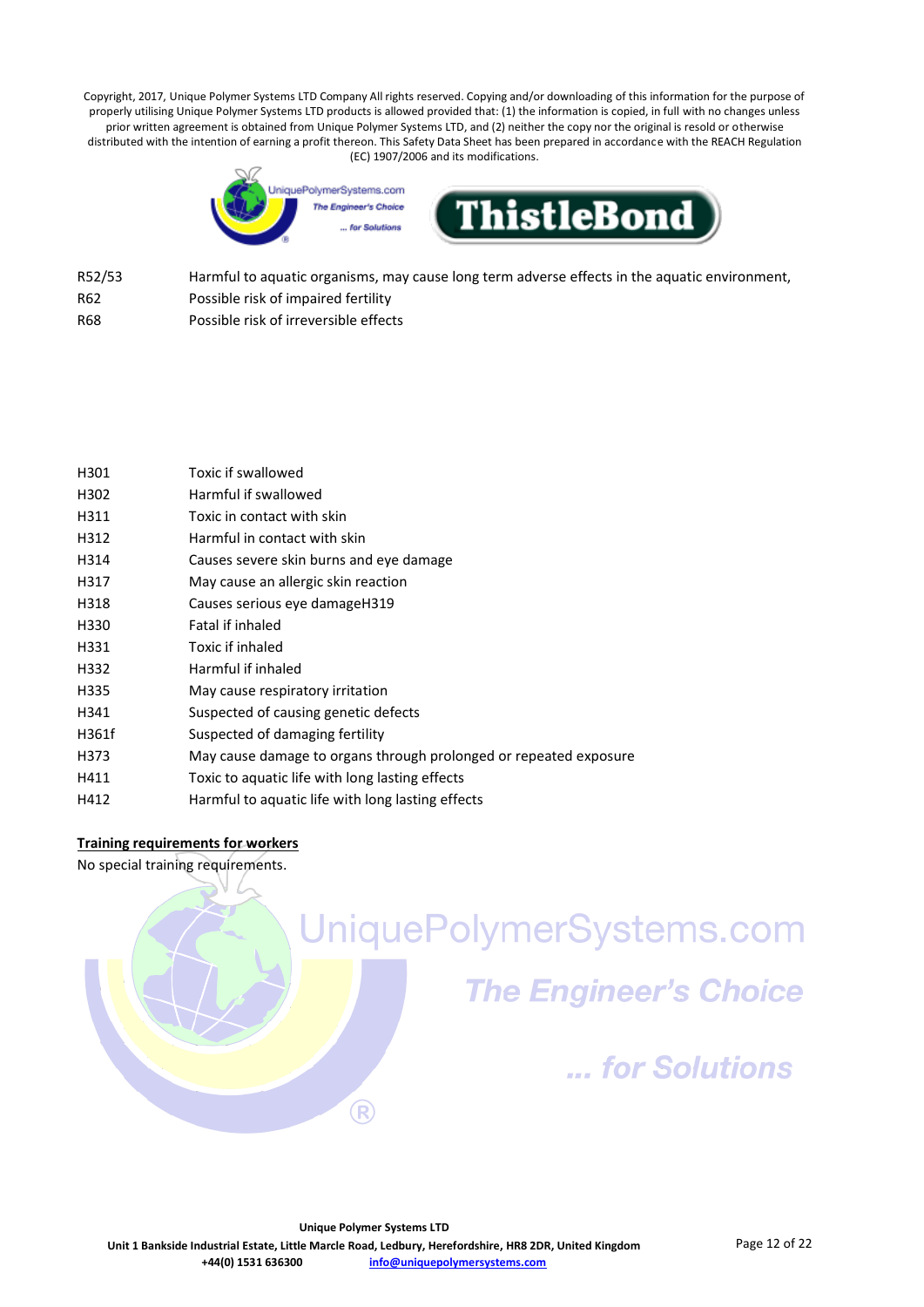| | |
|---|---|
| R52/53 | Harmful to aquatic organisms, may cause long term adverse effects in the aquatic environment, |
| R62 | Possible risk of impaired fertility |
| R68 | Possible risk of irreversible effects |

| | |
|---|---|
| H301 | Toxic if swallowed |
| H302 | Harmful if swallowed |
| H311 | Toxic in contact with skin |
| H312 | Harmful in contact with skin |
| H314 | Causes severe skin burns and eye damage |
| H317 | May cause an allergic skin reaction |
| H318 | Causes serious eye damageH319 |
| H330 | Fatal if inhaled |
| H331 | Toxic if inhaled |
| H332 | Harmful if inhaled |
| H335 | May cause respiratory irritation |
| H341 | Suspected of causing genetic defects |
| H361f | Suspected of damaging fertility |
| H373 | May cause damage to organs through prolonged or repeated exposure |
| H411 | Toxic to aquatic life with long lasting effects |
| H412 | Harmful to aquatic life with long lasting effects |

**Training requirements for workers**

No special training requirements.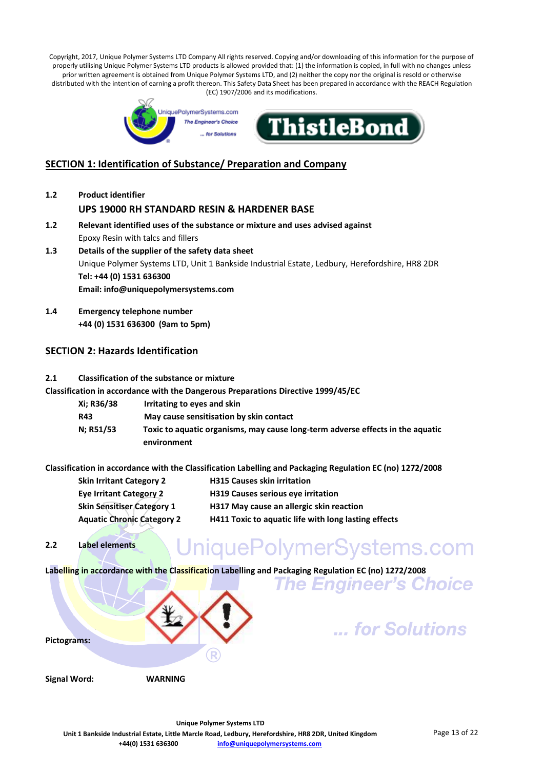Copyright, 2017, Unique Polymer Systems LTD Company All rights reserved. Copying and/or downloading of this information for the purpose of properly utilising Unique Polymer Systems LTD products is allowed provided that: (1) the information is copied, in full with no changes unless prior written agreement is obtained from Unique Polymer Systems LTD, and (2) neither the copy nor the original is resold or otherwise distributed with the intention of earning a profit thereon. This Safety Data Sheet has been prepared in accordance with the REACH Regulation (EC) 1907/2006 and its modifications.

## SECTION 1: Identification of Substance/ Preparation and Company

**1.2 Product identifier**

**UPS 19000 RH STANDARD RESIN & HARDENER BASE**

**1.2 Relevant identified uses of the substance or mixture and uses advised against**

Epoxy Resin with talcs and fillers

**1.3 Details of the supplier of the safety data sheet**

Unique Polymer Systems LTD, Unit 1 Bankside Industrial Estate, Ledbury, Herefordshire, HR8 2DR

**Tel: +44 (0) 1531 636300**

**Email: info@uniquepolymersystems.com**

**1.4 Emergency telephone number**

**+44 (0) 1531 636300 (9am to 5pm)**

## SECTION 2: Hazards Identification

**2.1 Classification of the substance or mixture**

**Classification in accordance with the Dangerous Preparations Directive 1999/45/EC**

| | |
|---|---|
| **Xi; R36/38** | **Irritating to eyes and skin** |
| **R43** | **May cause sensitisation by skin contact** |
| **N; R51/53** | **Toxic to aquatic organisms, may cause long-term adverse effects in the aquatic environment** |

**Classification in accordance with the Classification Labelling and Packaging Regulation EC (no) 1272/2008**

| | |
|---|---|
| **Skin Irritant Category 2** | **H315 Causes skin irritation** |
| **Eye Irritant Category 2** | **H319 Causes serious eye irritation** |
| **Skin Sensitiser Category 1** | **H317 May cause an allergic skin reaction** |
| **Aquatic Chronic Category 2** | **H411 Toxic to aquatic life with long lasting effects** |

**2.2 Label elements**

**Labelling in accordance with the Classification Labelling and Packaging Regulation EC (no) 1272/2008**

**Pictograms:**

**Signal Word:** **WARNING**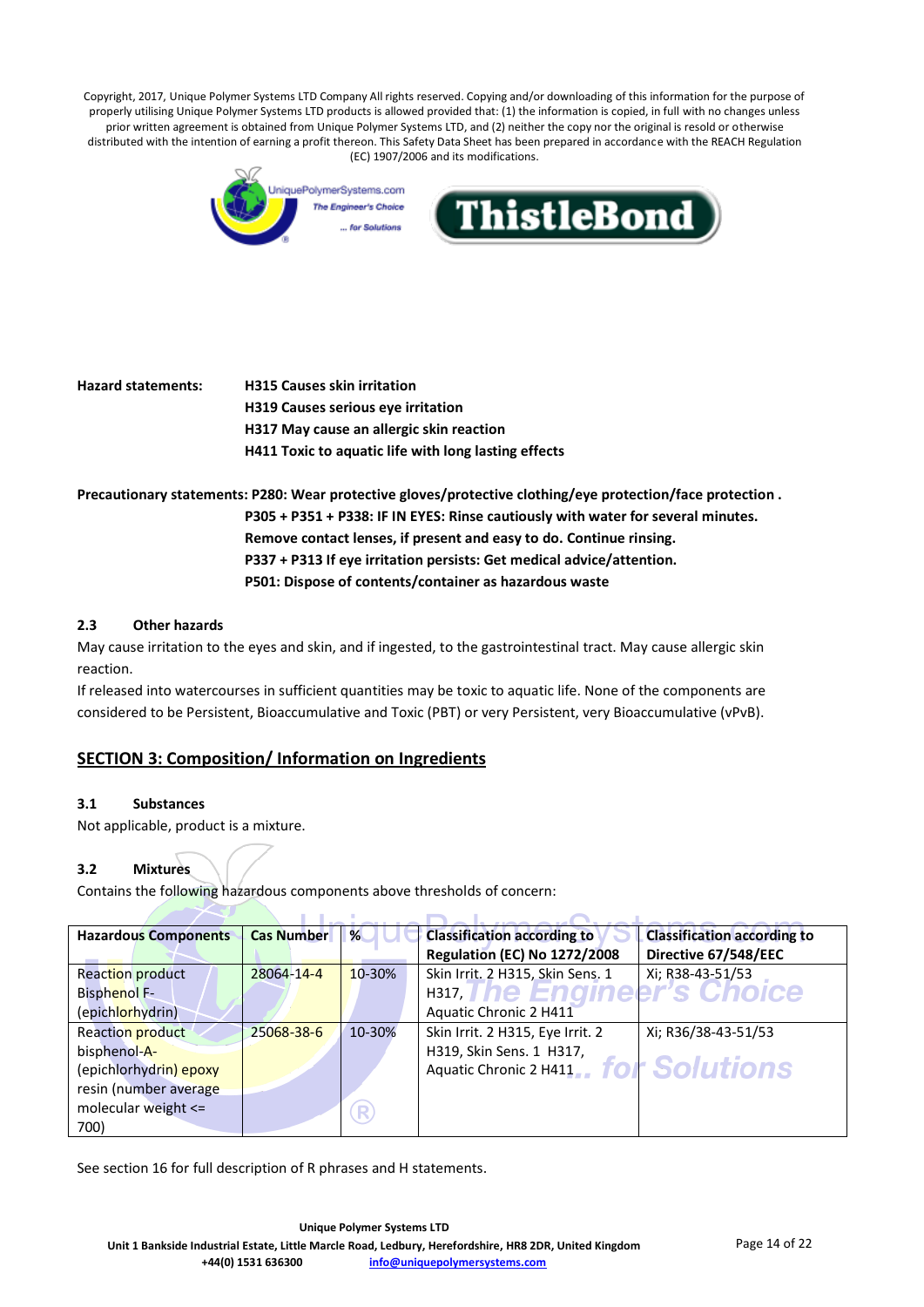Copyright, 2017, Unique Polymer Systems LTD Company All rights reserved. Copying and/or downloading of this information for the purpose of properly utilising Unique Polymer Systems LTD products is allowed provided that: (1) the information is copied, in full with no changes unless prior written agreement is obtained from Unique Polymer Systems LTD, and (2) neither the copy nor the original is resold or otherwise distributed with the intention of earning a profit thereon. This Safety Data Sheet has been prepared in accordance with the REACH Regulation (EC) 1907/2006 and its modifications.

**Hazard statements:**
**H315 Causes skin irritation**
**H319 Causes serious eye irritation**
**H317 May cause an allergic skin reaction**
**H411 Toxic to aquatic life with long lasting effects**

**Precautionary statements: P280: Wear protective gloves/protective clothing/eye protection/face protection .**
**P305 + P351 + P338: IF IN EYES: Rinse cautiously with water for several minutes. Remove contact lenses, if present and easy to do. Continue rinsing.**
**P337 + P313 If eye irritation persists: Get medical advice/attention.**
**P501: Dispose of contents/container as hazardous waste**

### 2.3 Other hazards

May cause irritation to the eyes and skin, and if ingested, to the gastrointestinal tract. May cause allergic skin reaction.

If released into watercourses in sufficient quantities may be toxic to aquatic life. None of the components are considered to be Persistent, Bioaccumulative and Toxic (PBT) or very Persistent, very Bioaccumulative (vPvB).

## SECTION 3: Composition/ Information on Ingredients

### 3.1 Substances

Not applicable, product is a mixture.

### 3.2 Mixtures

Contains the following hazardous components above thresholds of concern:

| Hazardous Components | Cas Number | % | Classification according to Regulation (EC) No 1272/2008 | Classification according to Directive 67/548/EEC |
|---|---|---|---|---|
| Reaction product Bisphenol F-(epichlorhydrin) | 28064-14-4 | 10-30% | Skin Irrit. 2 H315, Skin Sens. 1 H317, Aquatic Chronic 2 H411 | Xi; R38-43-51/53 |
| Reaction product bisphenol-A-(epichlorhydrin) epoxy resin (number average molecular weight <= 700) | 25068-38-6 | 10-30% | Skin Irrit. 2 H315, Eye Irrit. 2 H319, Skin Sens. 1 H317, Aquatic Chronic 2 H411 | Xi; R36/38-43-51/53 |

See section 16 for full description of R phrases and H statements.

Unique Polymer Systems LTD
Unit 1 Bankside Industrial Estate, Little Marcle Road, Ledbury, Herefordshire, HR8 2DR, United Kingdom
+44(0) 1531 636300 info@uniquepolymersystems.com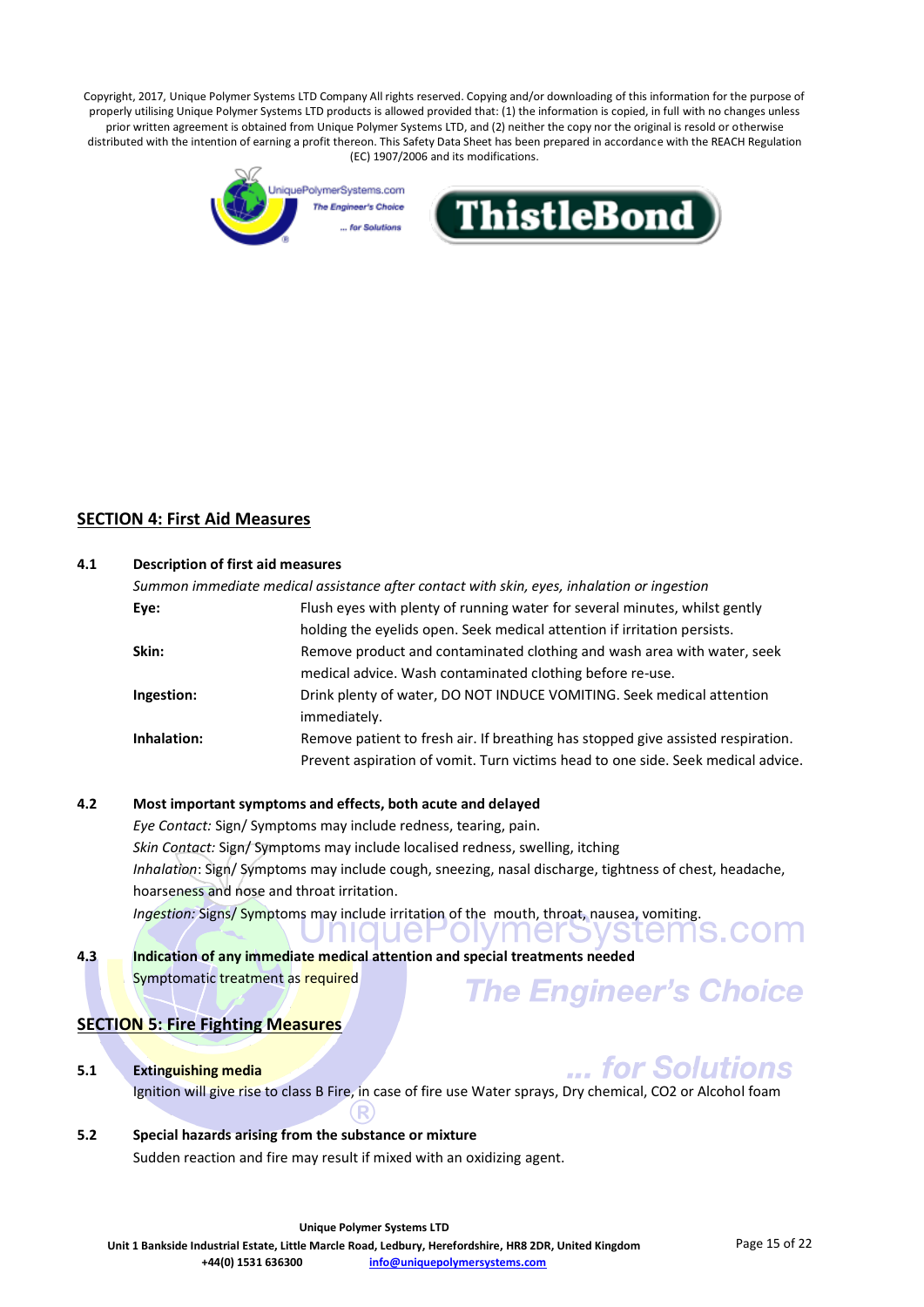Copyright, 2017, Unique Polymer Systems LTD Company All rights reserved. Copying and/or downloading of this information for the purpose of properly utilising Unique Polymer Systems LTD products is allowed provided that: (1) the information is copied, in full with no changes unless prior written agreement is obtained from Unique Polymer Systems LTD, and (2) neither the copy nor the original is resold or otherwise distributed with the intention of earning a profit thereon. This Safety Data Sheet has been prepared in accordance with the REACH Regulation (EC) 1907/2006 and its modifications.

## SECTION 4: First Aid Measures

**4.1 Description of first aid measures**

*Summon immediate medical assistance after contact with skin, eyes, inhalation or ingestion*

**Eye:** Flush eyes with plenty of running water for several minutes, whilst gently holding the eyelids open. Seek medical attention if irritation persists.

**Skin:** Remove product and contaminated clothing and wash area with water, seek medical advice. Wash contaminated clothing before re-use.

**Ingestion:** Drink plenty of water, DO NOT INDUCE VOMITING. Seek medical attention immediately.

**Inhalation:** Remove patient to fresh air. If breathing has stopped give assisted respiration. Prevent aspiration of vomit. Turn victims head to one side. Seek medical advice.

**4.2 Most important symptoms and effects, both acute and delayed**

*Eye Contact:* Sign/ Symptoms may include redness, tearing, pain.

*Skin Contact:* Sign/ Symptoms may include localised redness, swelling, itching

*Inhalation*: Sign/ Symptoms may include cough, sneezing, nasal discharge, tightness of chest, headache, hoarseness and nose and throat irritation.

*Ingestion:* Signs/ Symptoms may include irritation of the mouth, throat, nausea, vomiting.

**4.3 Indication of any immediate medical attention and special treatments needed**

Symptomatic treatment as required

## SECTION 5: Fire Fighting Measures

**5.1 Extinguishing media**

Ignition will give rise to class B Fire, in case of fire use Water sprays, Dry chemical, CO2 or Alcohol foam

**5.2 Special hazards arising from the substance or mixture**

Sudden reaction and fire may result if mixed with an oxidizing agent.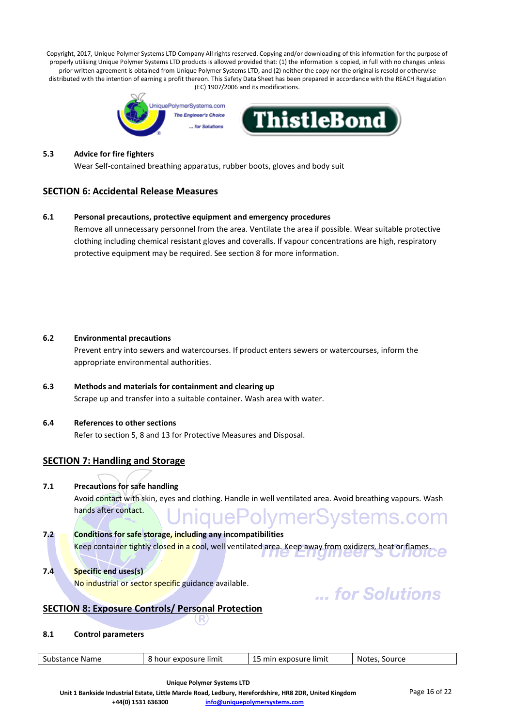### 5.3 Advice for fire fighters

Wear Self-contained breathing apparatus, rubber boots, gloves and body suit

## SECTION 6: Accidental Release Measures

### 6.1 Personal precautions, protective equipment and emergency procedures

Remove all unnecessary personnel from the area. Ventilate the area if possible. Wear suitable protective clothing including chemical resistant gloves and coveralls. If vapour concentrations are high, respiratory protective equipment may be required. See section 8 for more information.

### 6.2 Environmental precautions

Prevent entry into sewers and watercourses. If product enters sewers or watercourses, inform the appropriate environmental authorities.

### 6.3 Methods and materials for containment and clearing up

Scrape up and transfer into a suitable container. Wash area with water.

### 6.4 References to other sections

Refer to section 5, 8 and 13 for Protective Measures and Disposal.

## SECTION 7: Handling and Storage

### 7.1 Precautions for safe handling

Avoid contact with skin, eyes and clothing. Handle in well ventilated area. Avoid breathing vapours. Wash hands after contact.

### 7.2 Conditions for safe storage, including any incompatibilities

Keep container tightly closed in a cool, well ventilated area. Keep away from oxidizers, heat or flames.

### 7.4 Specific end uses(s)

No industrial or sector specific guidance available.

## SECTION 8: Exposure Controls/ Personal Protection

### 8.1 Control parameters

| Substance Name | 8 hour exposure limit | 15 min exposure limit | Notes, Source |
|---|---|---|---|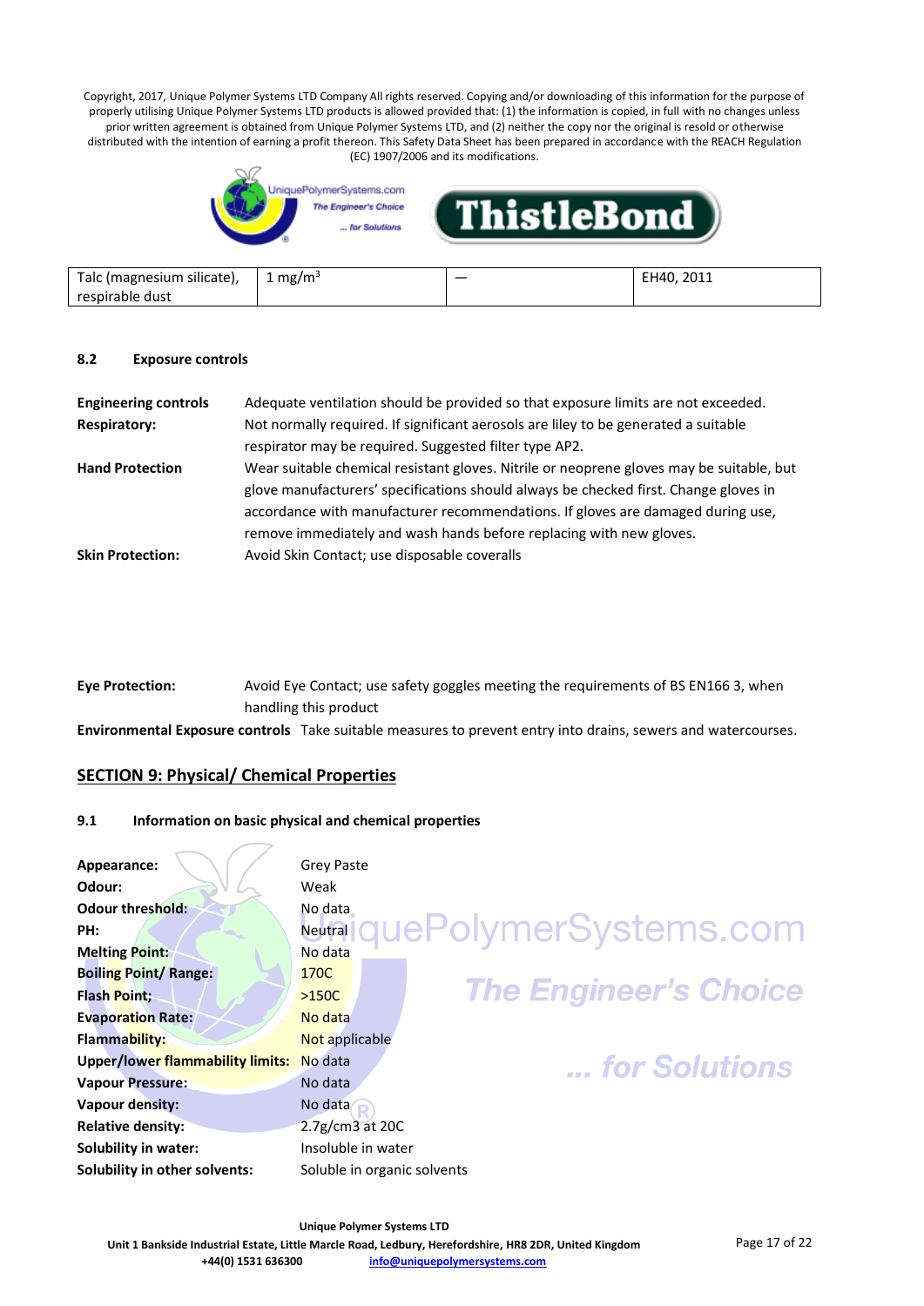| Talc (magnesium silicate), respirable dust | 1 mg/m$^3$ | — | EH40, 2011 |
|---|---|---|---|

### 8.2 Exposure controls

**Engineering controls** Adequate ventilation should be provided so that exposure limits are not exceeded.

**Respiratory:** Not normally required. If significant aerosols are liley to be generated a suitable respirator may be required. Suggested filter type AP2.

**Hand Protection** Wear suitable chemical resistant gloves. Nitrile or neoprene gloves may be suitable, but glove manufacturers' specifications should always be checked first. Change gloves in accordance with manufacturer recommendations. If gloves are damaged during use, remove immediately and wash hands before replacing with new gloves.

**Skin Protection:** Avoid Skin Contact; use disposable coveralls

**Eye Protection:** Avoid Eye Contact; use safety goggles meeting the requirements of BS EN166 3, when handling this product

**Environmental Exposure controls** Take suitable measures to prevent entry into drains, sewers and watercourses.

## SECTION 9: Physical/ Chemical Properties

### 9.1 Information on basic physical and chemical properties

**Appearance:** Grey Paste
**Odour:** Weak
**Odour threshold:** No data
**PH:** Neutral
**Melting Point:** No data
**Boiling Point/ Range:** 170C
**Flash Point;** >150C
**Evaporation Rate:** No data
**Flammability:** Not applicable
**Upper/lower flammability limits:** No data
**Vapour Pressure:** No data
**Vapour density:** No data
**Relative density:** 2.7g/cm3 at 20C
**Solubility in water:** Insoluble in water
**Solubility in other solvents:** Soluble in organic solvents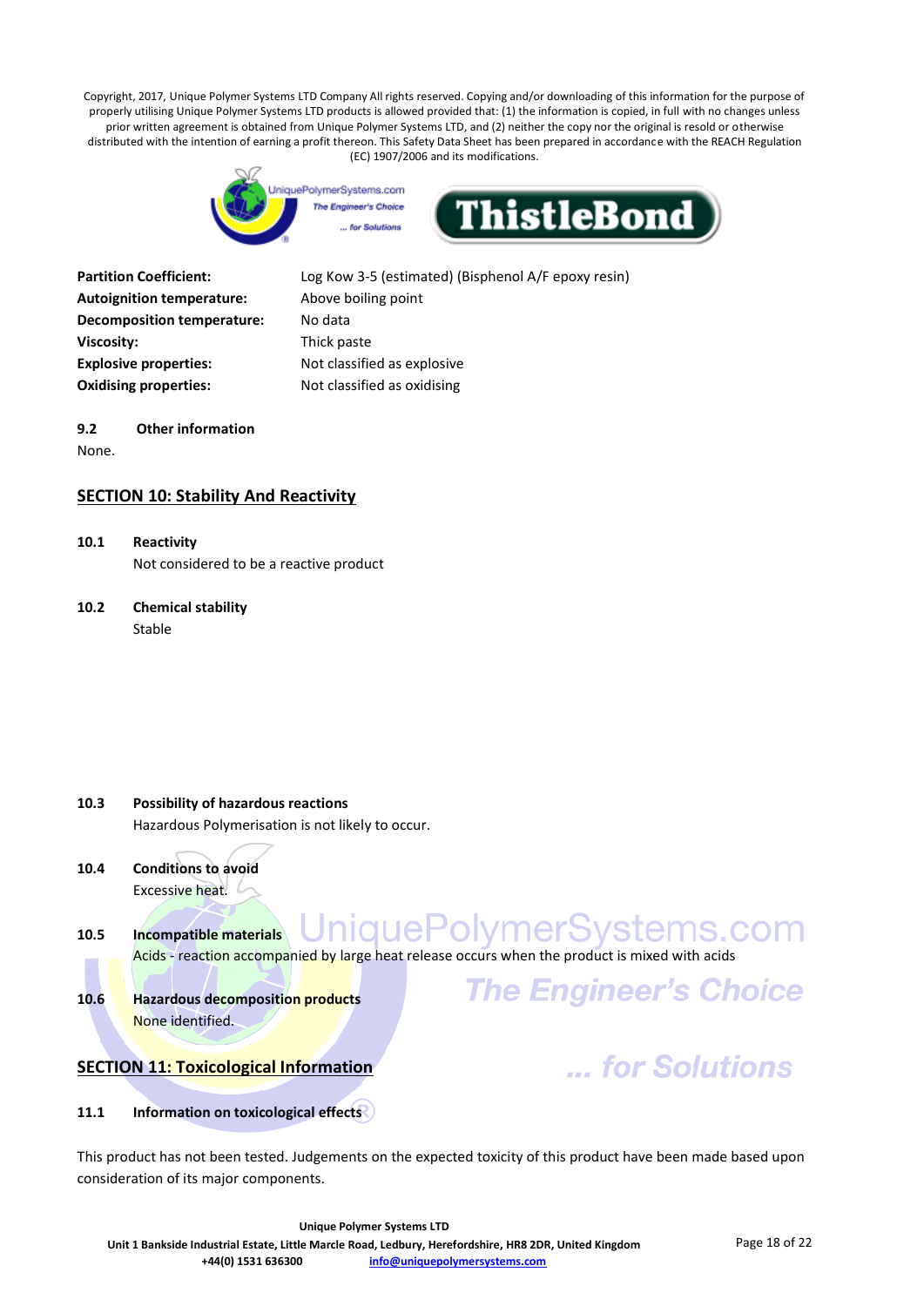| | |
|---|---|
| **Partition Coefficient:** | Log Kow 3-5 (estimated) (Bisphenol A/F epoxy resin) |
| **Autoignition temperature:** | Above boiling point |
| **Decomposition temperature:** | No data |
| **Viscosity:** | Thick paste |
| **Explosive properties:** | Not classified as explosive |
| **Oxidising properties:** | Not classified as oxidising |

**9.2 Other information**

None.

## SECTION 10: Stability And Reactivity

**10.1 Reactivity**

Not considered to be a reactive product

**10.2 Chemical stability**

Stable

**10.3 Possibility of hazardous reactions**

Hazardous Polymerisation is not likely to occur.

**10.4 Conditions to avoid**

Excessive heat.

**10.5 Incompatible materials**

Acids - reaction accompanied by large heat release occurs when the product is mixed with acids

**10.6 Hazardous decomposition products**

None identified.

## SECTION 11: Toxicological Information

**11.1 Information on toxicological effects**

This product has not been tested. Judgements on the expected toxicity of this product have been made based upon consideration of its major components.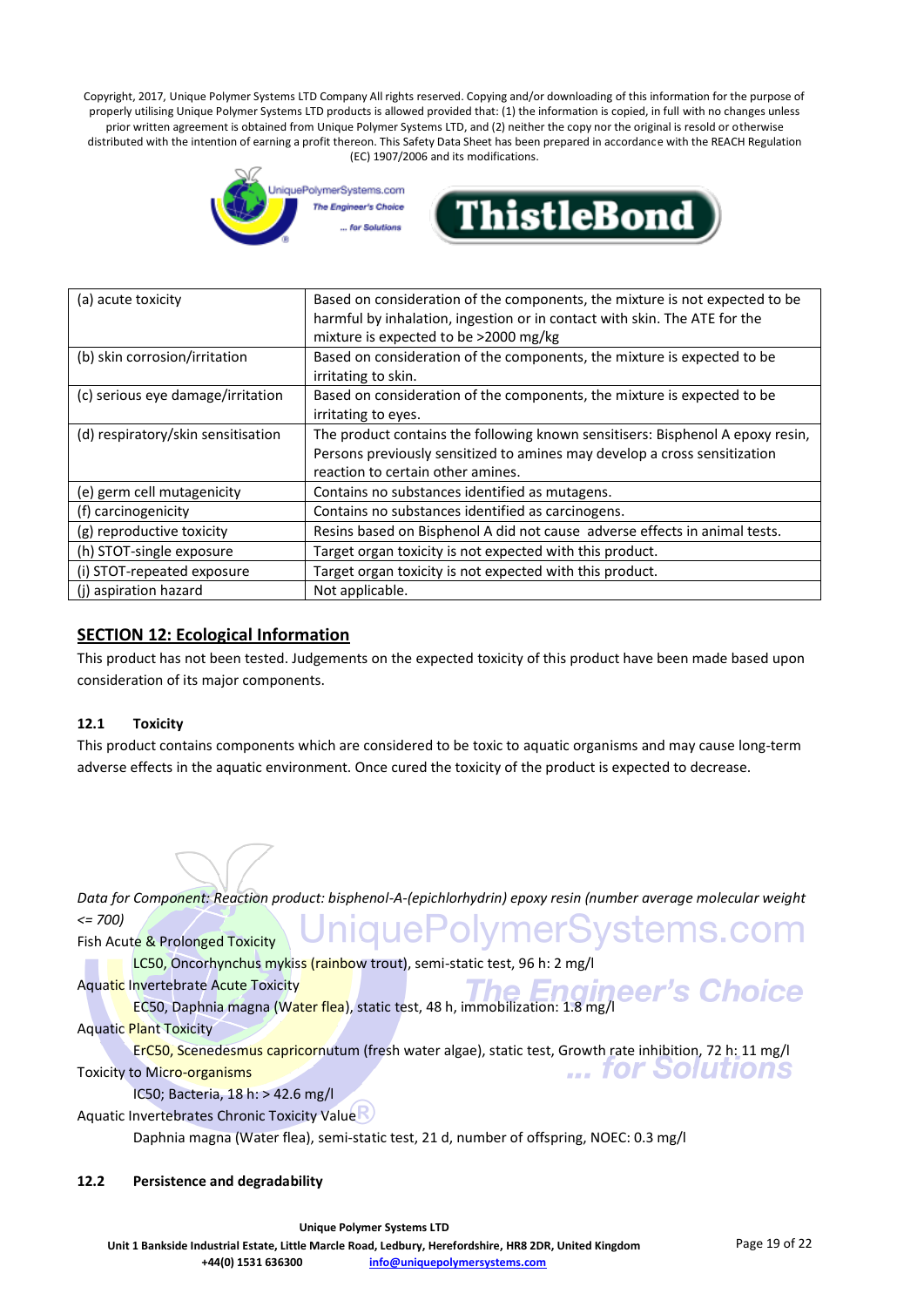Copyright, 2017, Unique Polymer Systems LTD Company All rights reserved. Copying and/or downloading of this information for the purpose of properly utilising Unique Polymer Systems LTD products is allowed provided that: (1) the information is copied, in full with no changes unless prior written agreement is obtained from Unique Polymer Systems LTD, and (2) neither the copy nor the original is resold or otherwise distributed with the intention of earning a profit thereon. This Safety Data Sheet has been prepared in accordance with the REACH Regulation (EC) 1907/2006 and its modifications.

| | |
|---|---|
| (a) acute toxicity | Based on consideration of the components, the mixture is not expected to be harmful by inhalation, ingestion or in contact with skin. The ATE for the mixture is expected to be >2000 mg/kg |
| (b) skin corrosion/irritation | Based on consideration of the components, the mixture is expected to be irritating to skin. |
| (c) serious eye damage/irritation | Based on consideration of the components, the mixture is expected to be irritating to eyes. |
| (d) respiratory/skin sensitisation | The product contains the following known sensitisers: Bisphenol A epoxy resin, Persons previously sensitized to amines may develop a cross sensitization reaction to certain other amines. |
| (e) germ cell mutagenicity | Contains no substances identified as mutagens. |
| (f) carcinogenicity | Contains no substances identified as carcinogens. |
| (g) reproductive toxicity | Resins based on Bisphenol A did not cause adverse effects in animal tests. |
| (h) STOT-single exposure | Target organ toxicity is not expected with this product. |
| (i) STOT-repeated exposure | Target organ toxicity is not expected with this product. |
| (j) aspiration hazard | Not applicable. |

## SECTION 12: Ecological Information

This product has not been tested. Judgements on the expected toxicity of this product have been made based upon consideration of its major components.

### 12.1 Toxicity

This product contains components which are considered to be toxic to aquatic organisms and may cause long-term adverse effects in the aquatic environment. Once cured the toxicity of the product is expected to decrease.

*Data for Component: Reaction product: bisphenol-A-(epichlorhydrin) epoxy resin (number average molecular weight <= 700)*

Fish Acute & Prolonged Toxicity

LC50, Oncorhynchus mykiss (rainbow trout), semi-static test, 96 h: 2 mg/l

Aquatic Invertebrate Acute Toxicity

EC50, Daphnia magna (Water flea), static test, 48 h, immobilization: 1.8 mg/l

Aquatic Plant Toxicity

ErC50, Scenedesmus capricornutum (fresh water algae), static test, Growth rate inhibition, 72 h: 11 mg/l

Toxicity to Micro-organisms

IC50; Bacteria, 18 h: > 42.6 mg/l

Aquatic Invertebrates Chronic Toxicity Value

Daphnia magna (Water flea), semi-static test, 21 d, number of offspring, NOEC: 0.3 mg/l

### 12.2 Persistence and degradability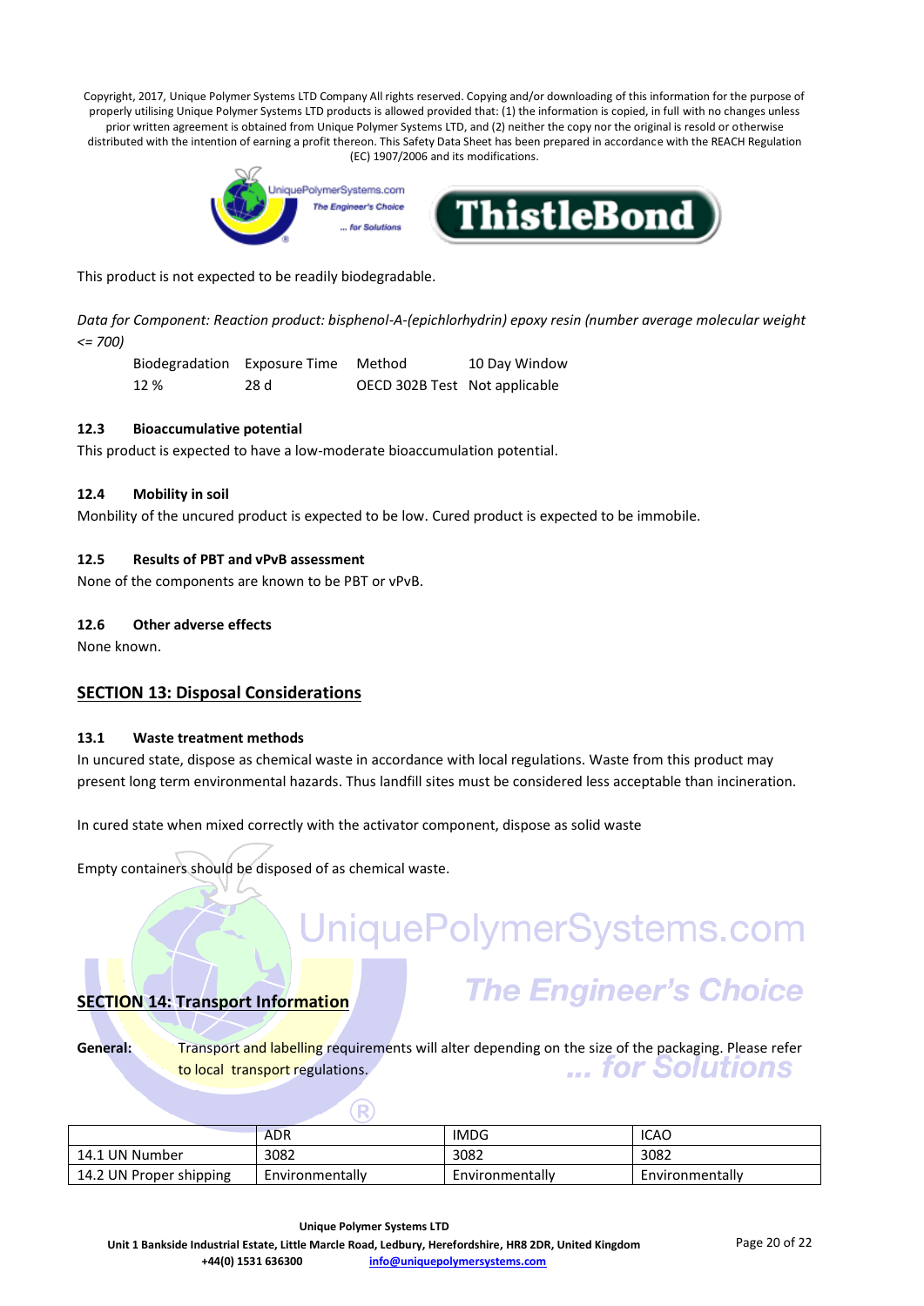Copyright, 2017, Unique Polymer Systems LTD Company All rights reserved. Copying and/or downloading of this information for the purpose of properly utilising Unique Polymer Systems LTD products is allowed provided that: (1) the information is copied, in full with no changes unless prior written agreement is obtained from Unique Polymer Systems LTD, and (2) neither the copy nor the original is resold or otherwise distributed with the intention of earning a profit thereon. This Safety Data Sheet has been prepared in accordance with the REACH Regulation (EC) 1907/2006 and its modifications.

This product is not expected to be readily biodegradable.

*Data for Component: Reaction product: bisphenol-A-(epichlorhydrin) epoxy resin (number average molecular weight <= 700)*

| Biodegradation | Exposure Time | Method | 10 Day Window |
|---|---|---|---|
| 12 % | 28 d | OECD 302B Test | Not applicable |

### 12.3 Bioaccumulative potential

This product is expected to have a low-moderate bioaccumulation potential.

### 12.4 Mobility in soil

Monbility of the uncured product is expected to be low. Cured product is expected to be immobile.

### 12.5 Results of PBT and vPvB assessment

None of the components are known to be PBT or vPvB.

### 12.6 Other adverse effects

None known.

## SECTION 13: Disposal Considerations

### 13.1 Waste treatment methods

In uncured state, dispose as chemical waste in accordance with local regulations. Waste from this product may present long term environmental hazards. Thus landfill sites must be considered less acceptable than incineration.

In cured state when mixed correctly with the activator component, dispose as solid waste

Empty containers should be disposed of as chemical waste.

## SECTION 14: Transport Information

**General:** Transport and labelling requirements will alter depending on the size of the packaging. Please refer to local transport regulations.

| | ADR | IMDG | ICAO |
|---|---|---|---|
| 14.1 UN Number | 3082 | 3082 | 3082 |
| 14.2 UN Proper shipping | Environmentally | Environmentally | Environmentally |

Unique Polymer Systems LTD
Unit 1 Bankside Industrial Estate, Little Marcle Road, Ledbury, Herefordshire, HR8 2DR, United Kingdom
+44(0) 1531 636300 info@uniquepolymersystems.com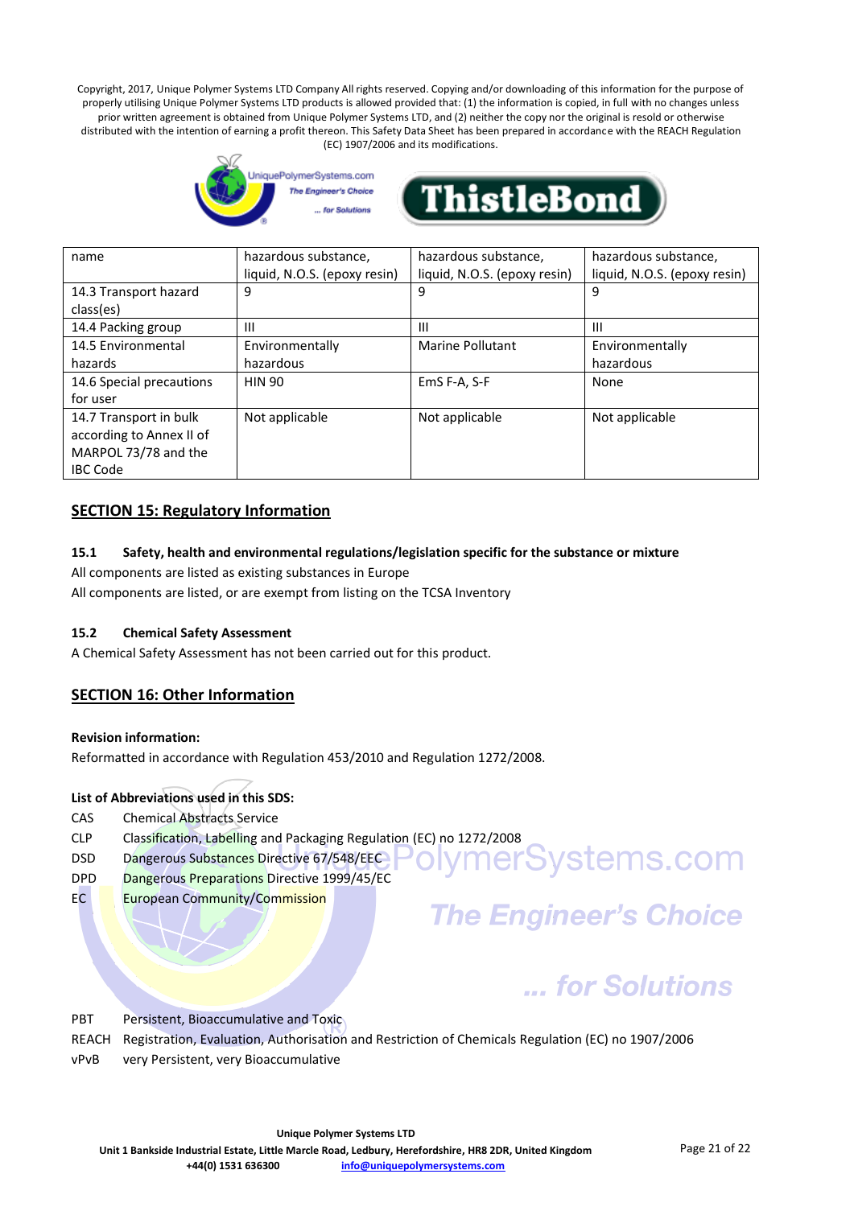| name | hazardous substance, liquid, N.O.S. (epoxy resin) | hazardous substance, liquid, N.O.S. (epoxy resin) | hazardous substance, liquid, N.O.S. (epoxy resin) |
|---|---|---|---|
| 14.3 Transport hazard class(es) | 9 | 9 | 9 |
| 14.4 Packing group | III | III | III |
| 14.5 Environmental hazards | Environmentally hazardous | Marine Pollutant | Environmentally hazardous |
| 14.6 Special precautions for user | HIN 90 | EmS F-A, S-F | None |
| 14.7 Transport in bulk according to Annex II of MARPOL 73/78 and the IBC Code | Not applicable | Not applicable | Not applicable |

## SECTION 15: Regulatory Information

### 15.1 Safety, health and environmental regulations/legislation specific for the substance or mixture

All components are listed as existing substances in Europe

All components are listed, or are exempt from listing on the TCSA Inventory

### 15.2 Chemical Safety Assessment

A Chemical Safety Assessment has not been carried out for this product.

## SECTION 16: Other Information

**Revision information:**

Reformatted in accordance with Regulation 453/2010 and Regulation 1272/2008.

**List of Abbreviations used in this SDS:**

| | |
|---|---|
| CAS | Chemical Abstracts Service |
| CLP | Classification, Labelling and Packaging Regulation (EC) no 1272/2008 |
| DSD | Dangerous Substances Directive 67/548/EEC |
| DPD | Dangerous Preparations Directive 1999/45/EC |
| EC | European Community/Commission |
| PBT | Persistent, Bioaccumulative and Toxic |
| REACH | Registration, Evaluation, Authorisation and Restriction of Chemicals Regulation (EC) no 1907/2006 |
| vPvB | very Persistent, very Bioaccumulative |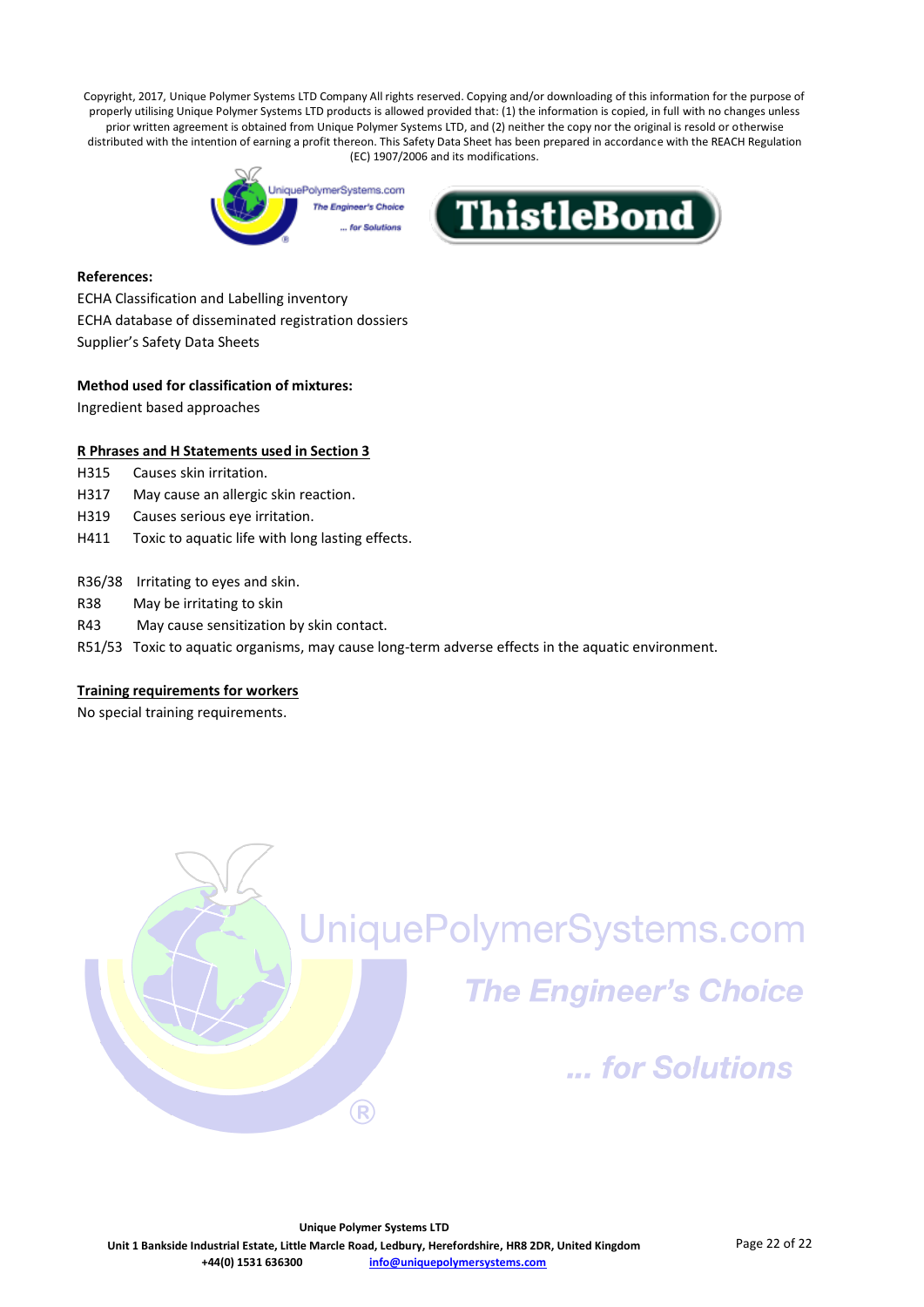**References:**

ECHA Classification and Labelling inventory
ECHA database of disseminated registration dossiers
Supplier's Safety Data Sheets

**Method used for classification of mixtures:**

Ingredient based approaches

**R Phrases and H Statements used in Section 3**

| | |
|---|---|
| H315 | Causes skin irritation. |
| H317 | May cause an allergic skin reaction. |
| H319 | Causes serious eye irritation. |
| H411 | Toxic to aquatic life with long lasting effects. |

| | |
|---|---|
| R36/38 | Irritating to eyes and skin. |
| R38 | May be irritating to skin |
| R43 | May cause sensitization by skin contact. |
| R51/53 | Toxic to aquatic organisms, may cause long-term adverse effects in the aquatic environment. |

**Training requirements for workers**

No special training requirements.